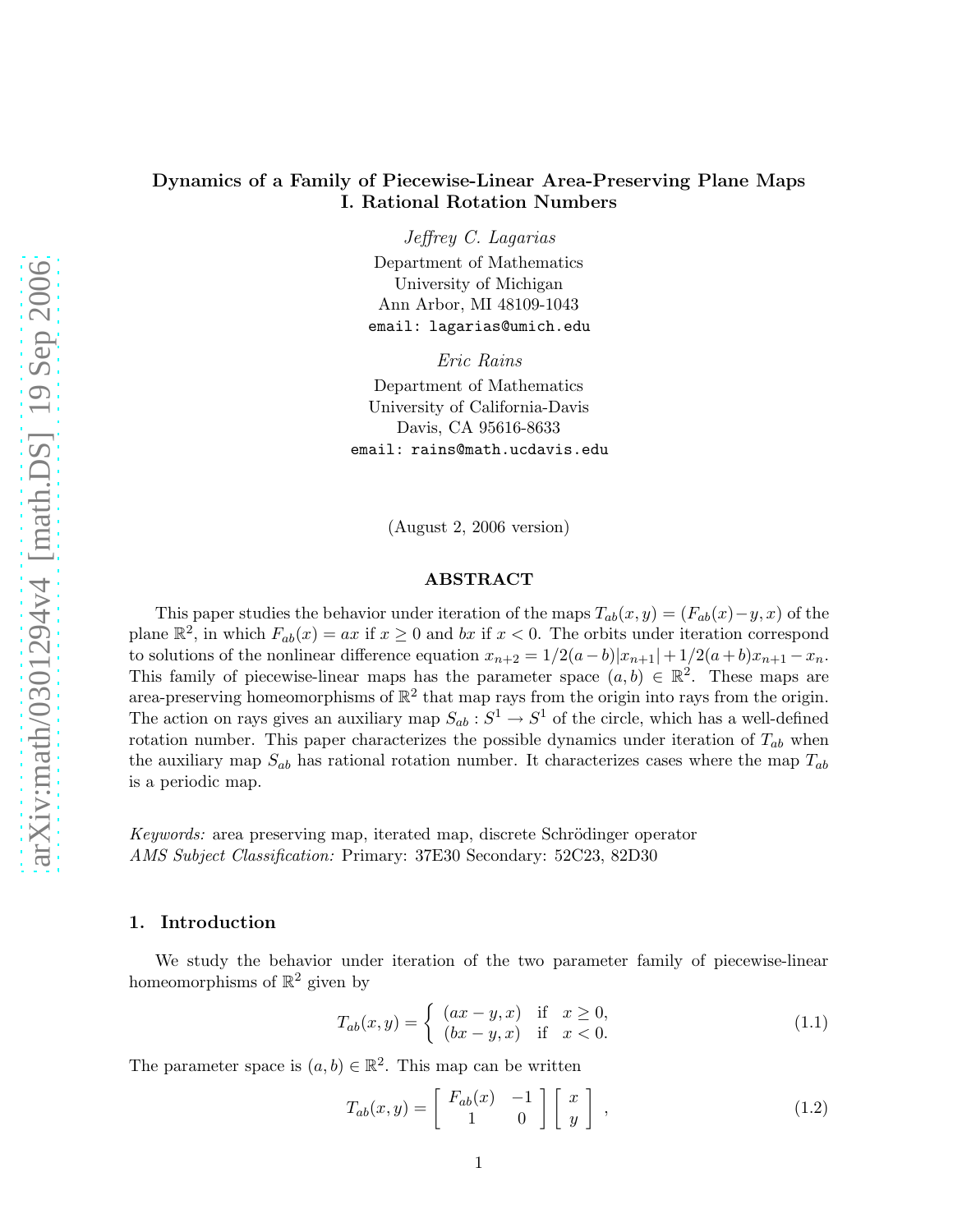# Dynamics of a Family of Piecewise-Linear Area-Preserving Plane Maps I. Rational Rotation Numbers

*Jeffrey C. Lagarias*

Department of Mathematics
University of Michigan
Ann Arbor, MI 48109-1043
email: lagarias@umich.edu

*Eric Rains*

Department of Mathematics
University of California-Davis
Davis, CA 95616-8633
email: rains@math.ucdavis.edu

(August 2, 2006 version)

## ABSTRACT

This paper studies the behavior under iteration of the maps $T_{ab}(x,y) = (F_{ab}(x) - y, x)$ of the plane $\mathbb{R}^2$, in which $F_{ab}(x) = ax$ if $x \ge 0$ and $bx$ if $x < 0$. The orbits under iteration correspond to solutions of the nonlinear difference equation $x_{n+2} = 1/2(a-b)|x_{n+1}| + 1/2(a+b)x_{n+1} - x_n$. This family of piecewise-linear maps has the parameter space $(a,b) \in \mathbb{R}^2$. These maps are area-preserving homeomorphisms of $\mathbb{R}^2$ that map rays from the origin into rays from the origin. The action on rays gives an auxiliary map $S_{ab} : S^1 \to S^1$ of the circle, which has a well-defined rotation number. This paper characterizes the possible dynamics under iteration of $T_{ab}$ when the auxiliary map $S_{ab}$ has rational rotation number. It characterizes cases where the map $T_{ab}$ is a periodic map.

*Keywords:* area preserving map, iterated map, discrete Schrödinger operator
*AMS Subject Classification:* Primary: 37E30 Secondary: 52C23, 82D30

## 1. Introduction

We study the behavior under iteration of the two parameter family of piecewise-linear homeomorphisms of $\mathbb{R}^2$ given by

$$T_{ab}(x,y) = \begin{cases} (ax - y, x) & \text{if } x \ge 0, \\ (bx - y, x) & \text{if } x < 0. \end{cases} \tag{1.1}$$

The parameter space is $(a,b) \in \mathbb{R}^2$. This map can be written

$$T_{ab}(x,y) = \begin{bmatrix} F_{ab}(x) & -1 \\ 1 & 0 \end{bmatrix} \begin{bmatrix} x \\ y \end{bmatrix}, \tag{1.2}$$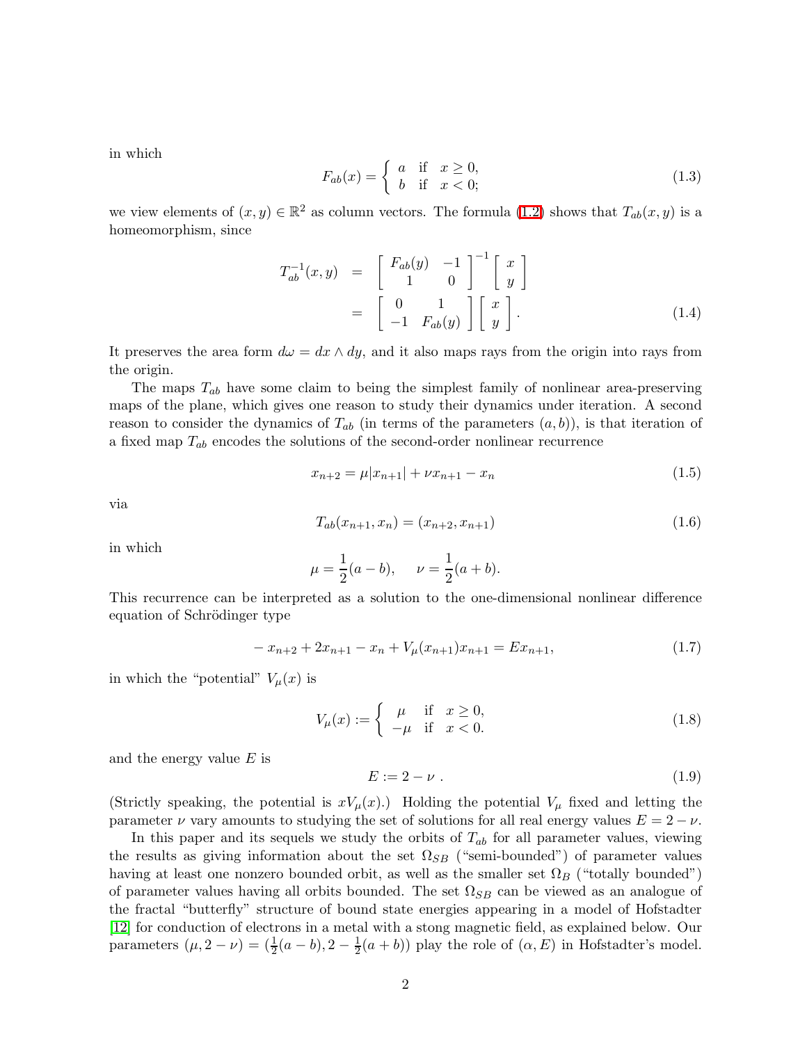in which

$$F_{ab}(x) = \begin{cases} a & \text{if} \quad x \geq 0, \\ b & \text{if} \quad x < 0; \end{cases} \tag{1.3}$$

we view elements of $(x, y) \in \mathbb{R}^2$ as column vectors. The formula (1.2) shows that $T_{ab}(x, y)$ is a homeomorphism, since

$$\begin{aligned} T_{ab}^{-1}(x, y) &= \begin{bmatrix} F_{ab}(y) & -1 \\ 1 & 0 \end{bmatrix}^{-1} \begin{bmatrix} x \\ y \end{bmatrix} \\ &= \begin{bmatrix} 0 & 1 \\ -1 & F_{ab}(y) \end{bmatrix} \begin{bmatrix} x \\ y \end{bmatrix}. \end{aligned} \tag{1.4}$$

It preserves the area form $d\omega = dx \wedge dy$, and it also maps rays from the origin into rays from the origin.

The maps $T_{ab}$ have some claim to being the simplest family of nonlinear area-preserving maps of the plane, which gives one reason to study their dynamics under iteration. A second reason to consider the dynamics of $T_{ab}$ (in terms of the parameters $(a, b)$), is that iteration of a fixed map $T_{ab}$ encodes the solutions of the second-order nonlinear recurrence

$$x_{n+2} = \mu |x_{n+1}| + \nu x_{n+1} - x_n \tag{1.5}$$

via

$$T_{ab}(x_{n+1}, x_n) = (x_{n+2}, x_{n+1}) \tag{1.6}$$

in which

$$\mu = \frac{1}{2}(a - b), \quad \nu = \frac{1}{2}(a + b).$$

This recurrence can be interpreted as a solution to the one-dimensional nonlinear difference equation of Schrödinger type

$$-x_{n+2} + 2x_{n+1} - x_n + V_\mu(x_{n+1})x_{n+1} = Ex_{n+1}, \tag{1.7}$$

in which the "potential" $V_\mu(x)$ is

$$V_\mu(x) := \begin{cases} \mu & \text{if} \quad x \geq 0, \\ -\mu & \text{if} \quad x < 0. \end{cases} \tag{1.8}$$

and the energy value $E$ is

$$E := 2 - \nu \; . \tag{1.9}$$

(Strictly speaking, the potential is $xV_\mu(x)$.) Holding the potential $V_\mu$ fixed and letting the parameter $\nu$ vary amounts to studying the set of solutions for all real energy values $E = 2 - \nu$.

In this paper and its sequels we study the orbits of $T_{ab}$ for all parameter values, viewing the results as giving information about the set $\Omega_{SB}$ ("semi-bounded") of parameter values having at least one nonzero bounded orbit, as well as the smaller set $\Omega_B$ ("totally bounded") of parameter values having all orbits bounded. The set $\Omega_{SB}$ can be viewed as an analogue of the fractal "butterfly" structure of bound state energies appearing in a model of Hofstadter [12] for conduction of electrons in a metal with a stong magnetic field, as explained below. Our parameters $(\mu, 2 - \nu) = (\frac{1}{2}(a - b), 2 - \frac{1}{2}(a + b))$ play the role of $(\alpha, E)$ in Hofstadter's model.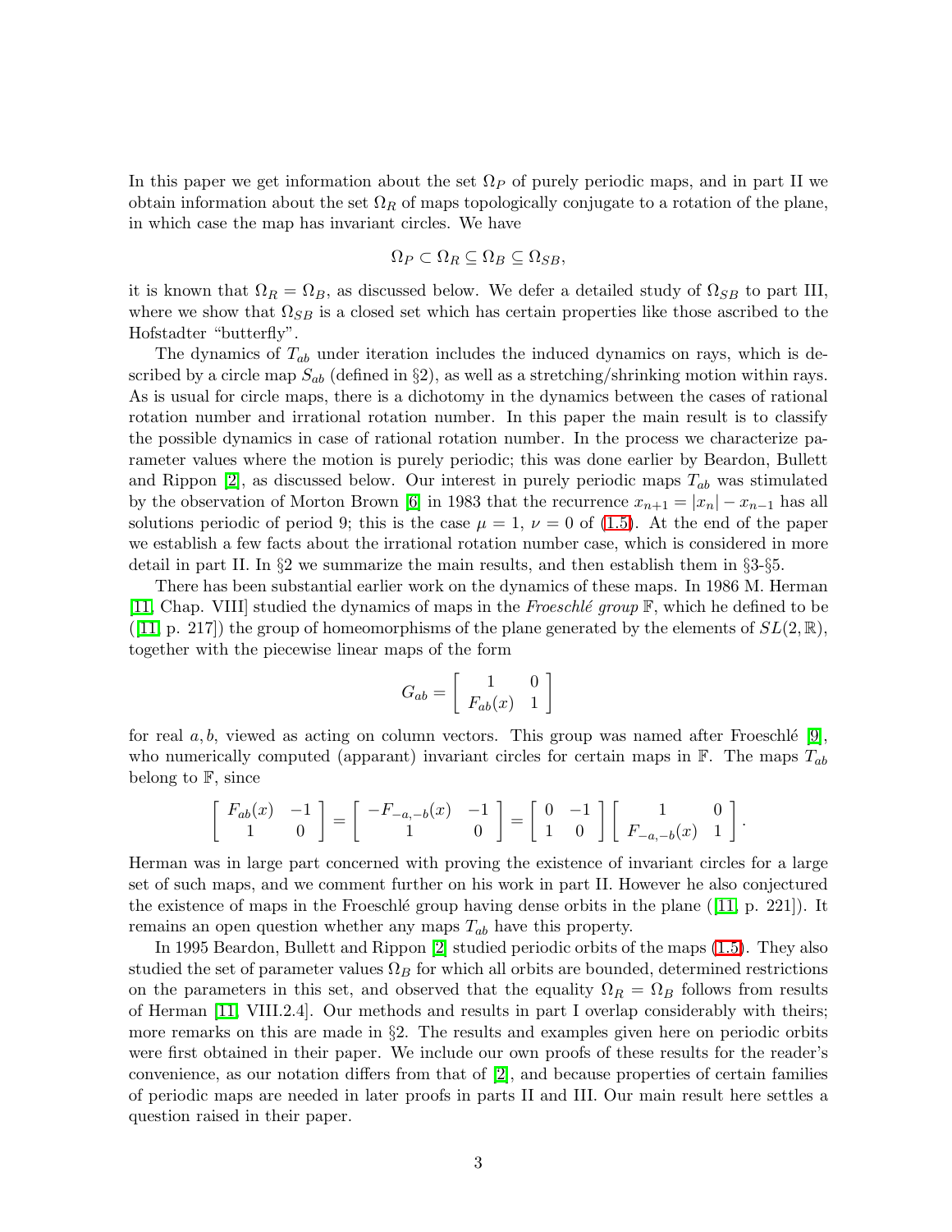In this paper we get information about the set $\Omega_P$ of purely periodic maps, and in part II we obtain information about the set $\Omega_R$ of maps topologically conjugate to a rotation of the plane, in which case the map has invariant circles. We have

$$\Omega_P \subset \Omega_R \subseteq \Omega_B \subseteq \Omega_{SB},$$

it is known that $\Omega_R = \Omega_B$, as discussed below. We defer a detailed study of $\Omega_{SB}$ to part III, where we show that $\Omega_{SB}$ is a closed set which has certain properties like those ascribed to the Hofstadter "butterfly".

The dynamics of $T_{ab}$ under iteration includes the induced dynamics on rays, which is described by a circle map $S_{ab}$ (defined in §2), as well as a stretching/shrinking motion within rays. As is usual for circle maps, there is a dichotomy in the dynamics between the cases of rational rotation number and irrational rotation number. In this paper the main result is to classify the possible dynamics in case of rational rotation number. In the process we characterize parameter values where the motion is purely periodic; this was done earlier by Beardon, Bullett and Rippon [2], as discussed below. Our interest in purely periodic maps $T_{ab}$ was stimulated by the observation of Morton Brown [6] in 1983 that the recurrence $x_{n+1} = |x_n| - x_{n-1}$ has all solutions periodic of period 9; this is the case $\mu = 1$, $\nu = 0$ of (1.5). At the end of the paper we establish a few facts about the irrational rotation number case, which is considered in more detail in part II. In §2 we summarize the main results, and then establish them in §3-§5.

There has been substantial earlier work on the dynamics of these maps. In 1986 M. Herman [11, Chap. VIII] studied the dynamics of maps in the *Froeschlé group* $\mathbb{F}$, which he defined to be ([11, p. 217]) the group of homeomorphisms of the plane generated by the elements of $SL(2,\mathbb{R})$, together with the piecewise linear maps of the form

$$G_{ab} = \begin{bmatrix} 1 & 0 \\ F_{ab}(x) & 1 \end{bmatrix}$$

for real $a, b$, viewed as acting on column vectors. This group was named after Froeschlé [9], who numerically computed (apparant) invariant circles for certain maps in $\mathbb{F}$. The maps $T_{ab}$ belong to $\mathbb{F}$, since

$$\begin{bmatrix} F_{ab}(x) & -1 \\ 1 & 0 \end{bmatrix} = \begin{bmatrix} -F_{-a,-b}(x) & -1 \\ 1 & 0 \end{bmatrix} = \begin{bmatrix} 0 & -1 \\ 1 & 0 \end{bmatrix} \begin{bmatrix} 1 & 0 \\ F_{-a,-b}(x) & 1 \end{bmatrix}.$$

Herman was in large part concerned with proving the existence of invariant circles for a large set of such maps, and we comment further on his work in part II. However he also conjectured the existence of maps in the Froeschlé group having dense orbits in the plane ([11, p. 221]). It remains an open question whether any maps $T_{ab}$ have this property.

In 1995 Beardon, Bullett and Rippon [2] studied periodic orbits of the maps (1.5). They also studied the set of parameter values $\Omega_B$ for which all orbits are bounded, determined restrictions on the parameters in this set, and observed that the equality $\Omega_R = \Omega_B$ follows from results of Herman [11, VIII.2.4]. Our methods and results in part I overlap considerably with theirs; more remarks on this are made in §2. The results and examples given here on periodic orbits were first obtained in their paper. We include our own proofs of these results for the reader's convenience, as our notation differs from that of [2], and because properties of certain families of periodic maps are needed in later proofs in parts II and III. Our main result here settles a question raised in their paper.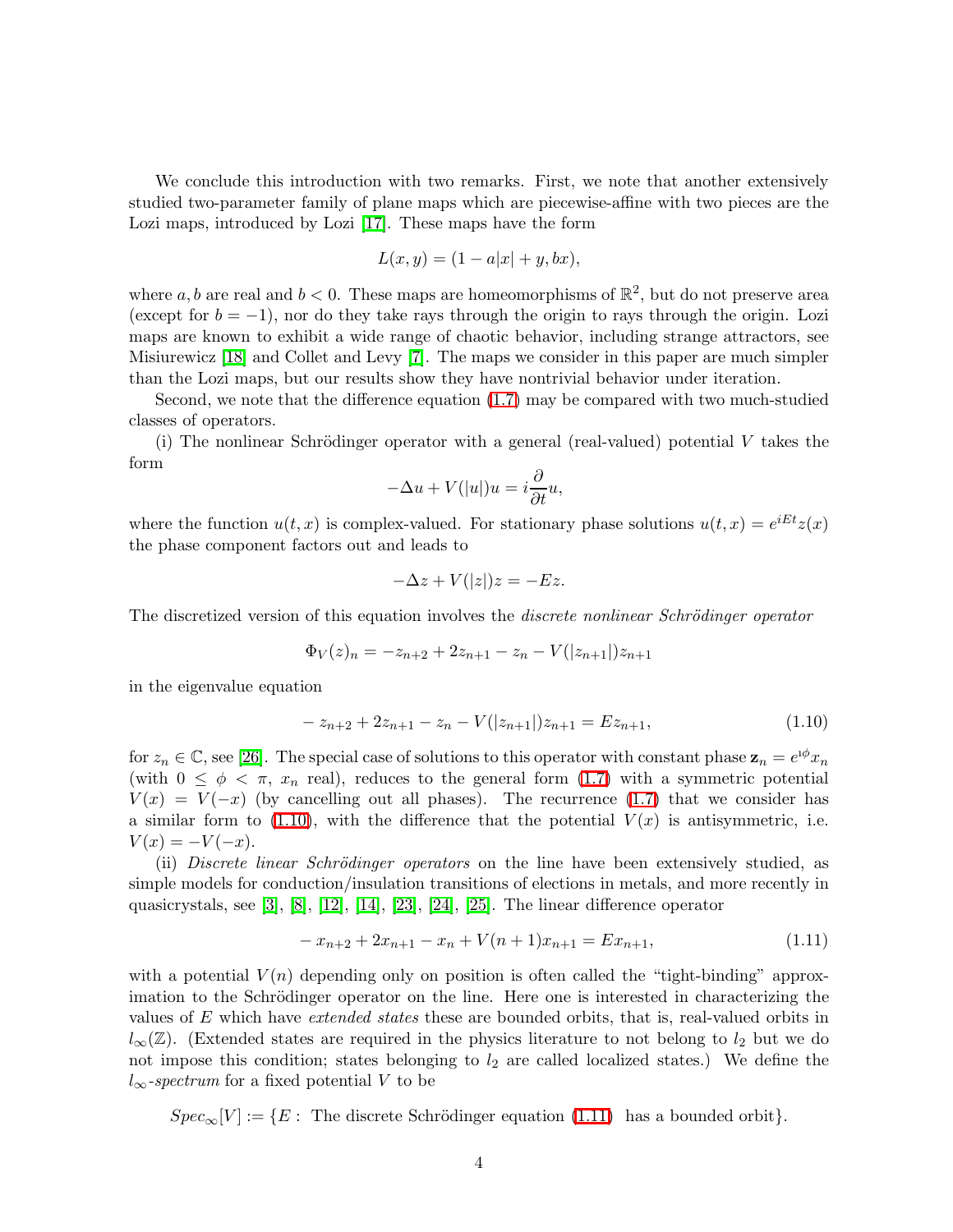We conclude this introduction with two remarks. First, we note that another extensively studied two-parameter family of plane maps which are piecewise-affine with two pieces are the Lozi maps, introduced by Lozi [17]. These maps have the form

$$L(x, y) = (1 - a|x| + y, bx),$$

where $a, b$ are real and $b < 0$. These maps are homeomorphisms of $\mathbb{R}^2$, but do not preserve area (except for $b = -1$), nor do they take rays through the origin to rays through the origin. Lozi maps are known to exhibit a wide range of chaotic behavior, including strange attractors, see Misiurewicz [18] and Collet and Levy [7]. The maps we consider in this paper are much simpler than the Lozi maps, but our results show they have nontrivial behavior under iteration.

Second, we note that the difference equation (1.7) may be compared with two much-studied classes of operators.

(i) The nonlinear Schrödinger operator with a general (real-valued) potential $V$ takes the form

$$-\Delta u + V(|u|)u = i\frac{\partial}{\partial t}u,$$

where the function $u(t, x)$ is complex-valued. For stationary phase solutions $u(t, x) = e^{iEt}z(x)$ the phase component factors out and leads to

$$-\Delta z + V(|z|)z = -Ez.$$

The discretized version of this equation involves the *discrete nonlinear Schrödinger operator*

$$\Phi_V(z)_n = -z_{n+2} + 2z_{n+1} - z_n - V(|z_{n+1}|)z_{n+1}$$

in the eigenvalue equation

$$-z_{n+2} + 2z_{n+1} - z_n - V(|z_{n+1}|)z_{n+1} = Ez_{n+1}, \tag{1.10}$$

for $z_n \in \mathbb{C}$, see [26]. The special case of solutions to this operator with constant phase $\mathbf{z}_n = e^{\imath\phi}x_n$ (with $0 \leq \phi < \pi$, $x_n$ real), reduces to the general form (1.7) with a symmetric potential $V(x) = V(-x)$ (by cancelling out all phases). The recurrence (1.7) that we consider has a similar form to (1.10), with the difference that the potential $V(x)$ is antisymmetric, i.e. $V(x) = -V(-x)$.

(ii) *Discrete linear Schrödinger operators* on the line have been extensively studied, as simple models for conduction/insulation transitions of elections in metals, and more recently in quasicrystals, see [3], [8], [12], [14], [23], [24], [25]. The linear difference operator

$$-x_{n+2} + 2x_{n+1} - x_n + V(n+1)x_{n+1} = Ex_{n+1}, \tag{1.11}$$

with a potential $V(n)$ depending only on position is often called the "tight-binding" approximation to the Schrödinger operator on the line. Here one is interested in characterizing the values of $E$ which have *extended states* these are bounded orbits, that is, real-valued orbits in $l_\infty(\mathbb{Z})$. (Extended states are required in the physics literature to not belong to $l_2$ but we do not impose this condition; states belonging to $l_2$ are called localized states.) We define the $l_\infty$*-spectrum* for a fixed potential $V$ to be

$$Spec_\infty[V] := \{E : \text{ The discrete Schrödinger equation (1.11) has a bounded orbit}\}.$$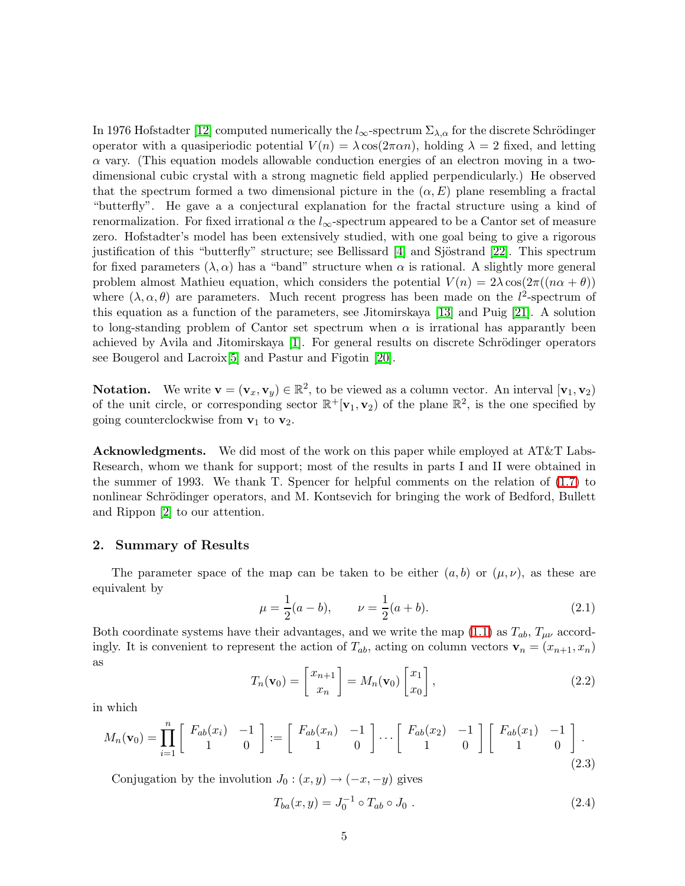In 1976 Hofstadter [12] computed numerically the $l_\infty$-spectrum $\Sigma_{\lambda,\alpha}$ for the discrete Schrödinger operator with a quasiperiodic potential $V(n) = \lambda \cos(2\pi\alpha n)$, holding $\lambda = 2$ fixed, and letting $\alpha$ vary. (This equation models allowable conduction energies of an electron moving in a two-dimensional cubic crystal with a strong magnetic field applied perpendicularly.) He observed that the spectrum formed a two dimensional picture in the $(\alpha, E)$ plane resembling a fractal "butterfly". He gave a a conjectural explanation for the fractal structure using a kind of renormalization. For fixed irrational $\alpha$ the $l_\infty$-spectrum appeared to be a Cantor set of measure zero. Hofstadter's model has been extensively studied, with one goal being to give a rigorous justification of this "butterfly" structure; see Bellissard [4] and Sjöstrand [22]. This spectrum for fixed parameters $(\lambda, \alpha)$ has a "band" structure when $\alpha$ is rational. A slightly more general problem almost Mathieu equation, which considers the potential $V(n) = 2\lambda \cos(2\pi((n\alpha + \theta))$ where $(\lambda, \alpha, \theta)$ are parameters. Much recent progress has been made on the $l^2$-spectrum of this equation as a function of the parameters, see Jitomirskaya [13] and Puig [21]. A solution to long-standing problem of Cantor set spectrum when $\alpha$ is irrational has apparently been achieved by Avila and Jitomirskaya [1]. For general results on discrete Schrödinger operators see Bougerol and Lacroix[5] and Pastur and Figotin [20].

**Notation.** We write $\mathbf{v} = (\mathbf{v}_x, \mathbf{v}_y) \in \mathbb{R}^2$, to be viewed as a column vector. An interval $[\mathbf{v}_1, \mathbf{v}_2)$ of the unit circle, or corresponding sector $\mathbb{R}^+[\mathbf{v}_1, \mathbf{v}_2)$ of the plane $\mathbb{R}^2$, is the one specified by going counterclockwise from $\mathbf{v}_1$ to $\mathbf{v}_2$.

**Acknowledgments.** We did most of the work on this paper while employed at AT&T Labs-Research, whom we thank for support; most of the results in parts I and II were obtained in the summer of 1993. We thank T. Spencer for helpful comments on the relation of (1.7) to nonlinear Schrödinger operators, and M. Kontsevich for bringing the work of Bedford, Bullett and Rippon [2] to our attention.

## 2. Summary of Results

The parameter space of the map can be taken to be either $(a, b)$ or $(\mu, \nu)$, as these are equivalent by

$$\mu = \frac{1}{2}(a - b), \qquad \nu = \frac{1}{2}(a + b). \tag{2.1}$$

Both coordinate systems have their advantages, and we write the map (1.1) as $T_{ab}$, $T_{\mu\nu}$ accordingly. It is convenient to represent the action of $T_{ab}$, acting on column vectors $\mathbf{v}_n = (x_{n+1}, x_n)$ as

$$T_n(\mathbf{v}_0) = \begin{bmatrix} x_{n+1} \\ x_n \end{bmatrix} = M_n(\mathbf{v}_0) \begin{bmatrix} x_1 \\ x_0 \end{bmatrix}, \tag{2.2}$$

in which

$$M_n(\mathbf{v}_0) = \prod_{i=1}^{n} \begin{bmatrix} F_{ab}(x_i) & -1 \\ 1 & 0 \end{bmatrix} := \begin{bmatrix} F_{ab}(x_n) & -1 \\ 1 & 0 \end{bmatrix} \cdots \begin{bmatrix} F_{ab}(x_2) & -1 \\ 1 & 0 \end{bmatrix} \begin{bmatrix} F_{ab}(x_1) & -1 \\ 1 & 0 \end{bmatrix}. \tag{2.3}$$

Conjugation by the involution $J_0 : (x, y) \to (-x, -y)$ gives

$$T_{ba}(x, y) = J_0^{-1} \circ T_{ab} \circ J_0 \ . \tag{2.4}$$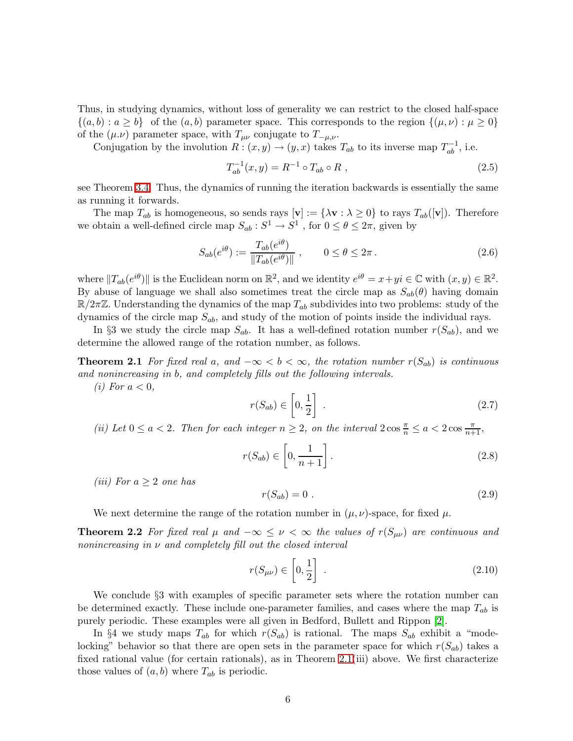Thus, in studying dynamics, without loss of generality we can restrict to the closed half-space $\{(a, b) : a \geq b\}$ of the $(a, b)$ parameter space. This corresponds to the region $\{(\mu, \nu) : \mu \geq 0\}$ of the $(\mu.\nu)$ parameter space, with $T_{\mu\nu}$ conjugate to $T_{-\mu,\nu}$.

Conjugation by the involution $R : (x, y) \to (y, x)$ takes $T_{ab}$ to its inverse map $T_{ab}^{-1}$, i.e.

$$T_{ab}^{-1}(x, y) = R^{-1} \circ T_{ab} \circ R \ , \tag{2.5}$$

see Theorem 3.4. Thus, the dynamics of running the iteration backwards is essentially the same as running it forwards.

The map $T_{ab}$ is homogeneous, so sends rays $[\mathbf{v}] := \{\lambda \mathbf{v} : \lambda \geq 0\}$ to rays $T_{ab}([\mathbf{v}])$. Therefore we obtain a well-defined circle map $S_{ab} : S^1 \to S^1$ , for $0 \leq \theta \leq 2\pi$, given by

$$S_{ab}(e^{i\theta}) := \frac{T_{ab}(e^{i\theta})}{\|T_{ab}(e^{i\theta})\|} \ , \qquad 0 \leq \theta \leq 2\pi \, . \tag{2.6}$$

where $\|T_{ab}(e^{i\theta})\|$ is the Euclidean norm on $\mathbb{R}^2$, and we identity $e^{i\theta} = x + yi \in \mathbb{C}$ with $(x, y) \in \mathbb{R}^2$. By abuse of language we shall also sometimes treat the circle map as $S_{ab}(\theta)$ having domain $\mathbb{R}/2\pi\mathbb{Z}$. Understanding the dynamics of the map $T_{ab}$ subdivides into two problems: study of the dynamics of the circle map $S_{ab}$, and study of the motion of points inside the individual rays.

In §3 we study the circle map $S_{ab}$. It has a well-defined rotation number $r(S_{ab})$, and we determine the allowed range of the rotation number, as follows.

**Theorem 2.1** *For fixed real $a$, and $-\infty < b < \infty$, the rotation number $r(S_{ab})$ is continuous and nonincreasing in $b$, and completely fills out the following intervals.*

*(i) For $a < 0$,*

$$r(S_{ab}) \in \left[0, \frac{1}{2}\right] \ . \tag{2.7}$$

*(ii) Let $0 \leq a < 2$. Then for each integer $n \geq 2$, on the interval $2\cos\frac{\pi}{n} \leq a < 2\cos\frac{\pi}{n+1}$,*

$$r(S_{ab}) \in \left[0, \frac{1}{n+1}\right] . \tag{2.8}$$

*(iii) For $a \geq 2$ one has*

$$r(S_{ab}) = 0 \ . \tag{2.9}$$

We next determine the range of the rotation number in $(\mu, \nu)$-space, for fixed $\mu$.

**Theorem 2.2** *For fixed real $\mu$ and $-\infty \leq \nu < \infty$ the values of $r(S_{\mu\nu})$ are continuous and nonincreasing in $\nu$ and completely fill out the closed interval*

$$r(S_{\mu\nu}) \in \left[0, \frac{1}{2}\right] \ . \tag{2.10}$$

We conclude §3 with examples of specific parameter sets where the rotation number can be determined exactly. These include one-parameter families, and cases where the map $T_{ab}$ is purely periodic. These examples were all given in Bedford, Bullett and Rippon [2].

In §4 we study maps $T_{ab}$ for which $r(S_{ab})$ is rational. The maps $S_{ab}$ exhibit a "mode-locking" behavior so that there are open sets in the parameter space for which $r(S_{ab})$ takes a fixed rational value (for certain rationals), as in Theorem 2.1(iii) above. We first characterize those values of $(a, b)$ where $T_{ab}$ is periodic.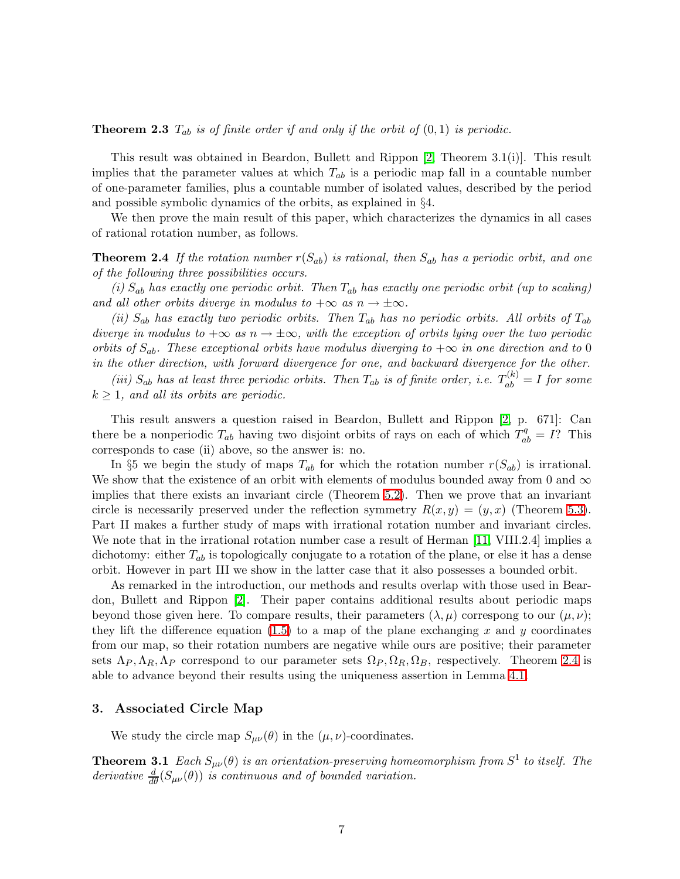**Theorem 2.3** *$T_{ab}$ is of finite order if and only if the orbit of $(0,1)$ is periodic.*

This result was obtained in Beardon, Bullett and Rippon [2, Theorem 3.1(i)]. This result implies that the parameter values at which $T_{ab}$ is a periodic map fall in a countable number of one-parameter families, plus a countable number of isolated values, described by the period and possible symbolic dynamics of the orbits, as explained in §4.

We then prove the main result of this paper, which characterizes the dynamics in all cases of rational rotation number, as follows.

**Theorem 2.4** *If the rotation number $r(S_{ab})$ is rational, then $S_{ab}$ has a periodic orbit, and one of the following three possibilities occurs.*

*(i) $S_{ab}$ has exactly one periodic orbit. Then $T_{ab}$ has exactly one periodic orbit (up to scaling) and all other orbits diverge in modulus to $+\infty$ as $n \to \pm\infty$.*

*(ii) $S_{ab}$ has exactly two periodic orbits. Then $T_{ab}$ has no periodic orbits. All orbits of $T_{ab}$ diverge in modulus to $+\infty$ as $n \to \pm\infty$, with the exception of orbits lying over the two periodic orbits of $S_{ab}$. These exceptional orbits have modulus diverging to $+\infty$ in one direction and to 0 in the other direction, with forward divergence for one, and backward divergence for the other.*

*(iii) $S_{ab}$ has at least three periodic orbits. Then $T_{ab}$ is of finite order, i.e. $T_{ab}^{(k)} = I$ for some $k \geq 1$, and all its orbits are periodic.*

This result answers a question raised in Beardon, Bullett and Rippon [2, p. 671]: Can there be a nonperiodic $T_{ab}$ having two disjoint orbits of rays on each of which $T_{ab}^q = I$? This corresponds to case (ii) above, so the answer is: no.

In §5 we begin the study of maps $T_{ab}$ for which the rotation number $r(S_{ab})$ is irrational. We show that the existence of an orbit with elements of modulus bounded away from 0 and $\infty$ implies that there exists an invariant circle (Theorem 5.2). Then we prove that an invariant circle is necessarily preserved under the reflection symmetry $R(x, y) = (y, x)$ (Theorem 5.3). Part II makes a further study of maps with irrational rotation number and invariant circles. We note that in the irrational rotation number case a result of Herman [11, VIII.2.4] implies a dichotomy: either $T_{ab}$ is topologically conjugate to a rotation of the plane, or else it has a dense orbit. However in part III we show in the latter case that it also possesses a bounded orbit.

As remarked in the introduction, our methods and results overlap with those used in Beardon, Bullett and Rippon [2]. Their paper contains additional results about periodic maps beyond those given here. To compare results, their parameters $(\lambda, \mu)$ correspong to our $(\mu, \nu)$; they lift the difference equation (1.5) to a map of the plane exchanging $x$ and $y$ coordinates from our map, so their rotation numbers are negative while ours are positive; their parameter sets $\Lambda_P, \Lambda_R, \Lambda_P$ correspond to our parameter sets $\Omega_P, \Omega_R, \Omega_B$, respectively. Theorem 2.4 is able to advance beyond their results using the uniqueness assertion in Lemma 4.1.

## 3. Associated Circle Map

We study the circle map $S_{\mu\nu}(\theta)$ in the $(\mu, \nu)$-coordinates.

**Theorem 3.1** *Each $S_{\mu\nu}(\theta)$ is an orientation-preserving homeomorphism from $S^1$ to itself. The derivative $\frac{d}{d\theta}(S_{\mu\nu}(\theta))$ is continuous and of bounded variation.*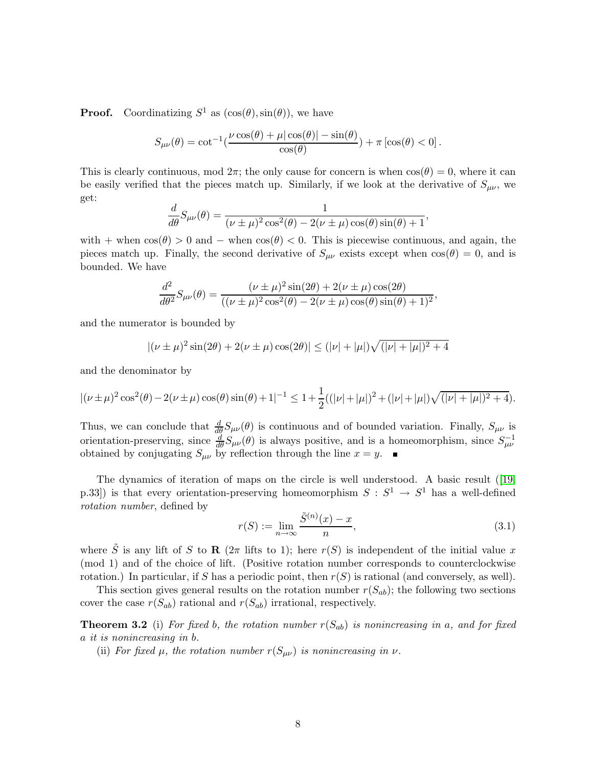**Proof.** Coordinatizing $S^1$ as $(\cos(\theta), \sin(\theta))$, we have

$$S_{\mu\nu}(\theta) = \cot^{-1}(\frac{\nu\cos(\theta) + \mu|\cos(\theta)| - \sin(\theta)}{\cos(\theta)}) + \pi\,[\cos(\theta) < 0]\,.$$

This is clearly continuous, mod $2\pi$; the only cause for concern is when $\cos(\theta) = 0$, where it can be easily verified that the pieces match up. Similarly, if we look at the derivative of $S_{\mu\nu}$, we get:

$$\frac{d}{d\theta}S_{\mu\nu}(\theta) = \frac{1}{(\nu \pm \mu)^2\cos^2(\theta) - 2(\nu \pm \mu)\cos(\theta)\sin(\theta) + 1},$$

with $+$ when $\cos(\theta) > 0$ and $-$ when $\cos(\theta) < 0$. This is piecewise continuous, and again, the pieces match up. Finally, the second derivative of $S_{\mu\nu}$ exists except when $\cos(\theta) = 0$, and is bounded. We have

$$\frac{d^2}{d\theta^2}S_{\mu\nu}(\theta) = \frac{(\nu \pm \mu)^2\sin(2\theta) + 2(\nu \pm \mu)\cos(2\theta)}{((\nu \pm \mu)^2\cos^2(\theta) - 2(\nu \pm \mu)\cos(\theta)\sin(\theta) + 1)^2},$$

and the numerator is bounded by

$$|(\nu \pm \mu)^2\sin(2\theta) + 2(\nu \pm \mu)\cos(2\theta)| \leq (|\nu| + |\mu|)\sqrt{(|\nu| + |\mu|)^2 + 4}$$

and the denominator by

$$|(\nu \pm \mu)^2\cos^2(\theta) - 2(\nu \pm \mu)\cos(\theta)\sin(\theta) + 1|^{-1} \leq 1 + \frac{1}{2}((|\nu| + |\mu|)^2 + (|\nu| + |\mu|)\sqrt{(|\nu| + |\mu|)^2 + 4}).$$

Thus, we can conclude that $\frac{d}{d\theta}S_{\mu\nu}(\theta)$ is continuous and of bounded variation. Finally, $S_{\mu\nu}$ is orientation-preserving, since $\frac{d}{d\theta}S_{\mu\nu}(\theta)$ is always positive, and is a homeomorphism, since $S_{\mu\nu}^{-1}$ obtained by conjugating $S_{\mu\nu}$ by reflection through the line $x = y$. ∎

The dynamics of iteration of maps on the circle is well understood. A basic result ([19] p.33]) is that every orientation-preserving homeomorphism $S : S^1 \to S^1$ has a well-defined *rotation number*, defined by

$$r(S) := \lim_{n\to\infty} \frac{\tilde{S}^{(n)}(x) - x}{n}, \tag{3.1}$$

where $\tilde{S}$ is any lift of $S$ to $\mathbf{R}$ ($2\pi$ lifts to 1); here $r(S)$ is independent of the initial value $x$ (mod 1) and of the choice of lift. (Positive rotation number corresponds to counterclockwise rotation.) In particular, if $S$ has a periodic point, then $r(S)$ is rational (and conversely, as well).

This section gives general results on the rotation number $r(S_{ab})$; the following two sections cover the case $r(S_{ab})$ rational and $r(S_{ab})$ irrational, respectively.

**Theorem 3.2** (i) *For fixed $b$, the rotation number $r(S_{ab})$ is nonincreasing in $a$, and for fixed $a$ it is nonincreasing in $b$.*

(ii) *For fixed $\mu$, the rotation number $r(S_{\mu\nu})$ is nonincreasing in $\nu$.*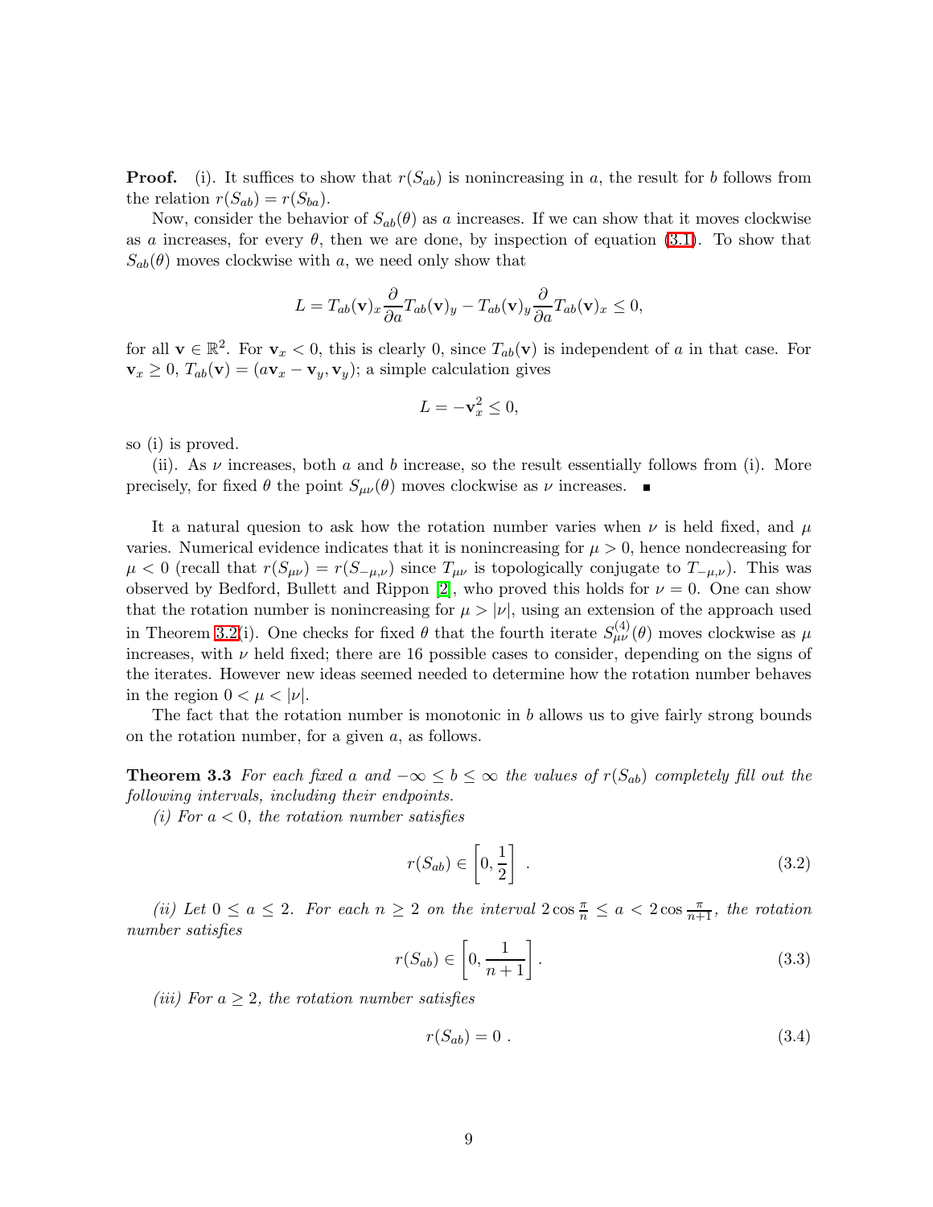**Proof.** (i). It suffices to show that $r(S_{ab})$ is nonincreasing in $a$, the result for $b$ follows from the relation $r(S_{ab}) = r(S_{ba})$.

Now, consider the behavior of $S_{ab}(\theta)$ as $a$ increases. If we can show that it moves clockwise as $a$ increases, for every $\theta$, then we are done, by inspection of equation (3.1). To show that $S_{ab}(\theta)$ moves clockwise with $a$, we need only show that

$$L = T_{ab}(\mathbf{v})_x \frac{\partial}{\partial a} T_{ab}(\mathbf{v})_y - T_{ab}(\mathbf{v})_y \frac{\partial}{\partial a} T_{ab}(\mathbf{v})_x \leq 0,$$

for all $\mathbf{v} \in \mathbb{R}^2$. For $\mathbf{v}_x < 0$, this is clearly 0, since $T_{ab}(\mathbf{v})$ is independent of $a$ in that case. For $\mathbf{v}_x \geq 0$, $T_{ab}(\mathbf{v}) = (a\mathbf{v}_x - \mathbf{v}_y, \mathbf{v}_y)$; a simple calculation gives

$$L = -\mathbf{v}_x^2 \leq 0,$$

so (i) is proved.

(ii). As $\nu$ increases, both $a$ and $b$ increase, so the result essentially follows from (i). More precisely, for fixed $\theta$ the point $S_{\mu\nu}(\theta)$ moves clockwise as $\nu$ increases. ∎

It a natural quesion to ask how the rotation number varies when $\nu$ is held fixed, and $\mu$ varies. Numerical evidence indicates that it is nonincreasing for $\mu > 0$, hence nondecreasing for $\mu < 0$ (recall that $r(S_{\mu\nu}) = r(S_{-\mu,\nu})$ since $T_{\mu\nu}$ is topologically conjugate to $T_{-\mu,\nu}$). This was observed by Bedford, Bullett and Rippon [2], who proved this holds for $\nu = 0$. One can show that the rotation number is nonincreasing for $\mu > |\nu|$, using an extension of the approach used in Theorem 3.2(i). One checks for fixed $\theta$ that the fourth iterate $S_{\mu\nu}^{(4)}(\theta)$ moves clockwise as $\mu$ increases, with $\nu$ held fixed; there are 16 possible cases to consider, depending on the signs of the iterates. However new ideas seemed needed to determine how the rotation number behaves in the region $0 < \mu < |\nu|$.

The fact that the rotation number is monotonic in $b$ allows us to give fairly strong bounds on the rotation number, for a given $a$, as follows.

**Theorem 3.3** *For each fixed $a$ and $-\infty \leq b \leq \infty$ the values of $r(S_{ab})$ completely fill out the following intervals, including their endpoints.*

*(i) For $a < 0$, the rotation number satisfies*

$$r(S_{ab}) \in \left[0, \frac{1}{2}\right] \ . \tag{3.2}$$

*(ii) Let $0 \leq a \leq 2$. For each $n \geq 2$ on the interval $2\cos\frac{\pi}{n} \leq a < 2\cos\frac{\pi}{n+1}$, the rotation number satisfies*

$$r(S_{ab}) \in \left[0, \frac{1}{n+1}\right]. \tag{3.3}$$

*(iii) For $a \geq 2$, the rotation number satisfies*

$$r(S_{ab}) = 0 \ . \tag{3.4}$$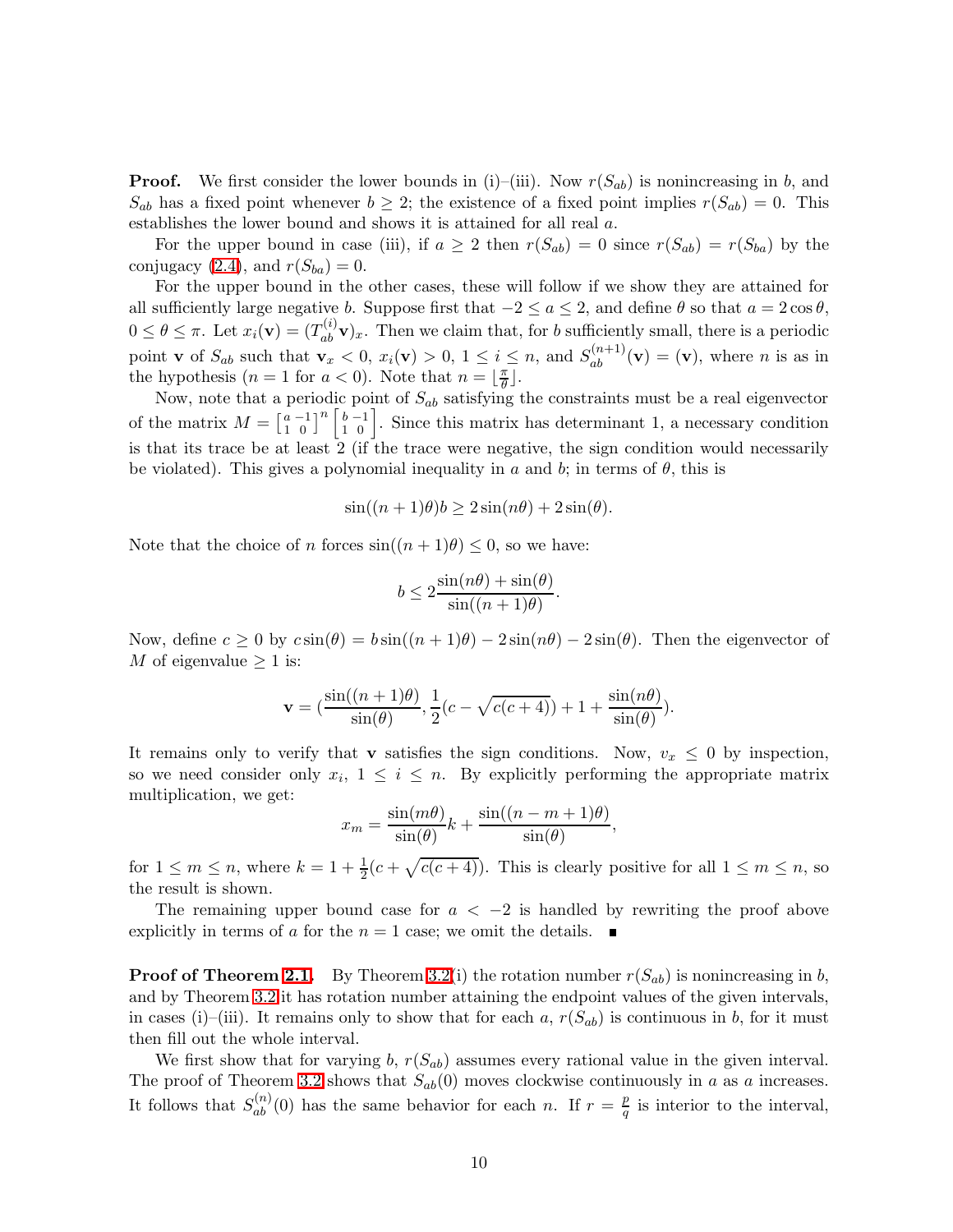**Proof.** We first consider the lower bounds in (i)–(iii). Now $r(S_{ab})$ is nonincreasing in $b$, and $S_{ab}$ has a fixed point whenever $b \geq 2$; the existence of a fixed point implies $r(S_{ab}) = 0$. This establishes the lower bound and shows it is attained for all real $a$.

For the upper bound in case (iii), if $a \geq 2$ then $r(S_{ab}) = 0$ since $r(S_{ab}) = r(S_{ba})$ by the conjugacy (2.4), and $r(S_{ba}) = 0$.

For the upper bound in the other cases, these will follow if we show they are attained for all sufficiently large negative $b$. Suppose first that $-2 \leq a \leq 2$, and define $\theta$ so that $a = 2\cos\theta$, $0 \leq \theta \leq \pi$. Let $x_i(\mathbf{v}) = (T_{ab}^{(i)}\mathbf{v})_x$. Then we claim that, for $b$ sufficiently small, there is a periodic point $\mathbf{v}$ of $S_{ab}$ such that $\mathbf{v}_x < 0$, $x_i(\mathbf{v}) > 0$, $1 \leq i \leq n$, and $S_{ab}^{(n+1)}(\mathbf{v}) = (\mathbf{v})$, where $n$ is as in the hypothesis ($n = 1$ for $a < 0$). Note that $n = \lfloor \frac{\pi}{\theta} \rfloor$.

Now, note that a periodic point of $S_{ab}$ satisfying the constraints must be a real eigenvector of the matrix $M = \left[\begin{smallmatrix} a & -1 \\ 1 & 0 \end{smallmatrix}\right]^n \left[\begin{smallmatrix} b & -1 \\ 1 & 0 \end{smallmatrix}\right]$. Since this matrix has determinant 1, a necessary condition is that its trace be at least 2 (if the trace were negative, the sign condition would necessarily be violated). This gives a polynomial inequality in $a$ and $b$; in terms of $\theta$, this is

$$\sin((n+1)\theta)b \geq 2\sin(n\theta) + 2\sin(\theta).$$

Note that the choice of $n$ forces $\sin((n+1)\theta) \leq 0$, so we have:

$$b \leq 2\frac{\sin(n\theta) + \sin(\theta)}{\sin((n+1)\theta)}.$$

Now, define $c \geq 0$ by $c\sin(\theta) = b\sin((n+1)\theta) - 2\sin(n\theta) - 2\sin(\theta)$. Then the eigenvector of $M$ of eigenvalue $\geq 1$ is:

$$\mathbf{v} = (\frac{\sin((n+1)\theta)}{\sin(\theta)}, \frac{1}{2}(c - \sqrt{c(c+4)}) + 1 + \frac{\sin(n\theta)}{\sin(\theta)}).$$

It remains only to verify that $\mathbf{v}$ satisfies the sign conditions. Now, $v_x \leq 0$ by inspection, so we need consider only $x_i$, $1 \leq i \leq n$. By explicitly performing the appropriate matrix multiplication, we get:

$$x_m = \frac{\sin(m\theta)}{\sin(\theta)}k + \frac{\sin((n-m+1)\theta)}{\sin(\theta)},$$

for $1 \leq m \leq n$, where $k = 1 + \frac{1}{2}(c + \sqrt{c(c+4)})$. This is clearly positive for all $1 \leq m \leq n$, so the result is shown.

The remaining upper bound case for $a < -2$ is handled by rewriting the proof above explicitly in terms of $a$ for the $n = 1$ case; we omit the details. ∎

**Proof of Theorem 2.1.** By Theorem 3.2(i) the rotation number $r(S_{ab})$ is nonincreasing in $b$, and by Theorem 3.2 it has rotation number attaining the endpoint values of the given intervals, in cases (i)–(iii). It remains only to show that for each $a$, $r(S_{ab})$ is continuous in $b$, for it must then fill out the whole interval.

We first show that for varying $b$, $r(S_{ab})$ assumes every rational value in the given interval. The proof of Theorem 3.2 shows that $S_{ab}(0)$ moves clockwise continuously in $a$ as $a$ increases. It follows that $S_{ab}^{(n)}(0)$ has the same behavior for each $n$. If $r = \frac{p}{q}$ is interior to the interval,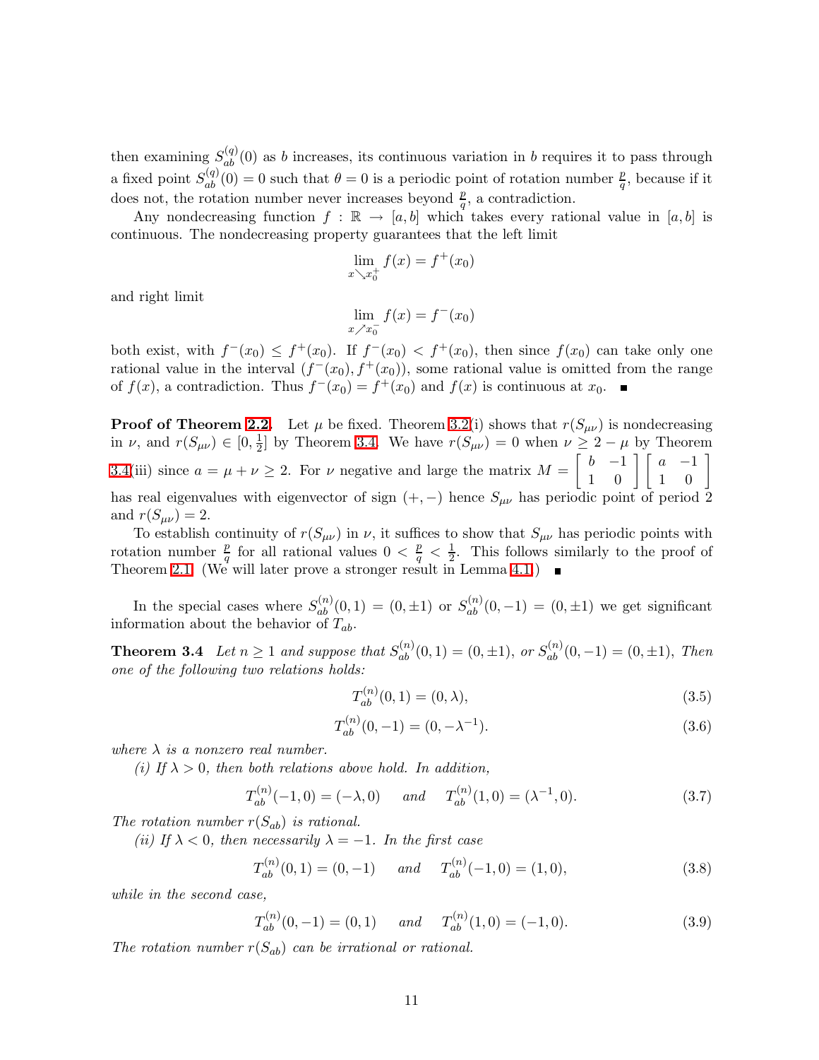then examining $S_{ab}^{(q)}(0)$ as $b$ increases, its continuous variation in $b$ requires it to pass through a fixed point $S_{ab}^{(q)}(0) = 0$ such that $\theta = 0$ is a periodic point of rotation number $\frac{p}{q}$, because if it does not, the rotation number never increases beyond $\frac{p}{q}$, a contradiction.

Any nondecreasing function $f : \mathbb{R} \to [a, b]$ which takes every rational value in $[a, b]$ is continuous. The nondecreasing property guarantees that the left limit

$$\lim_{x \searrow x_0^+} f(x) = f^+(x_0)$$

and right limit

$$\lim_{x \nearrow x_0^-} f(x) = f^-(x_0)$$

both exist, with $f^-(x_0) \leq f^+(x_0)$. If $f^-(x_0) < f^+(x_0)$, then since $f(x_0)$ can take only one rational value in the interval $(f^-(x_0), f^+(x_0))$, some rational value is omitted from the range of $f(x)$, a contradiction. Thus $f^-(x_0) = f^+(x_0)$ and $f(x)$ is continuous at $x_0$. ∎

**Proof of Theorem 2.2.** Let $\mu$ be fixed. Theorem 3.2(i) shows that $r(S_{\mu\nu})$ is nondecreasing in $\nu$, and $r(S_{\mu\nu}) \in [0, \frac{1}{2}]$ by Theorem 3.4. We have $r(S_{\mu\nu}) = 0$ when $\nu \geq 2 - \mu$ by Theorem 3.4(iii) since $a = \mu + \nu \geq 2$. For $\nu$ negative and large the matrix $M = \begin{bmatrix} b & -1 \\ 1 & 0 \end{bmatrix} \begin{bmatrix} a & -1 \\ 1 & 0 \end{bmatrix}$ has real eigenvalues with eigenvector of sign $(+, -)$ hence $S_{\mu\nu}$ has periodic point of period 2 and $r(S_{\mu\nu}) = 2$.

To establish continuity of $r(S_{\mu\nu})$ in $\nu$, it suffices to show that $S_{\mu\nu}$ has periodic points with rotation number $\frac{p}{q}$ for all rational values $0 < \frac{p}{q} < \frac{1}{2}$. This follows similarly to the proof of Theorem 2.1. (We will later prove a stronger result in Lemma 4.1.) ∎

In the special cases where $S_{ab}^{(n)}(0, 1) = (0, \pm 1)$ or $S_{ab}^{(n)}(0, -1) = (0, \pm 1)$ we get significant information about the behavior of $T_{ab}$.

**Theorem 3.4** *Let $n \geq 1$ and suppose that $S_{ab}^{(n)}(0, 1) = (0, \pm 1)$, or $S_{ab}^{(n)}(0, -1) = (0, \pm 1)$, Then one of the following two relations holds:*

$$T_{ab}^{(n)}(0, 1) = (0, \lambda), \tag{3.5}$$

$$T_{ab}^{(n)}(0, -1) = (0, -\lambda^{-1}). \tag{3.6}$$

*where $\lambda$ is a nonzero real number.*

*(i) If $\lambda > 0$, then both relations above hold. In addition,*

$$T_{ab}^{(n)}(-1, 0) = (-\lambda, 0) \quad \text{and} \quad T_{ab}^{(n)}(1, 0) = (\lambda^{-1}, 0). \tag{3.7}$$

*The rotation number $r(S_{ab})$ is rational.*

*(ii) If $\lambda < 0$, then necessarily $\lambda = -1$. In the first case*

$$T_{ab}^{(n)}(0, 1) = (0, -1) \quad \text{and} \quad T_{ab}^{(n)}(-1, 0) = (1, 0), \tag{3.8}$$

*while in the second case,*

$$T_{ab}^{(n)}(0, -1) = (0, 1) \quad \text{and} \quad T_{ab}^{(n)}(1, 0) = (-1, 0). \tag{3.9}$$

*The rotation number $r(S_{ab})$ can be irrational or rational.*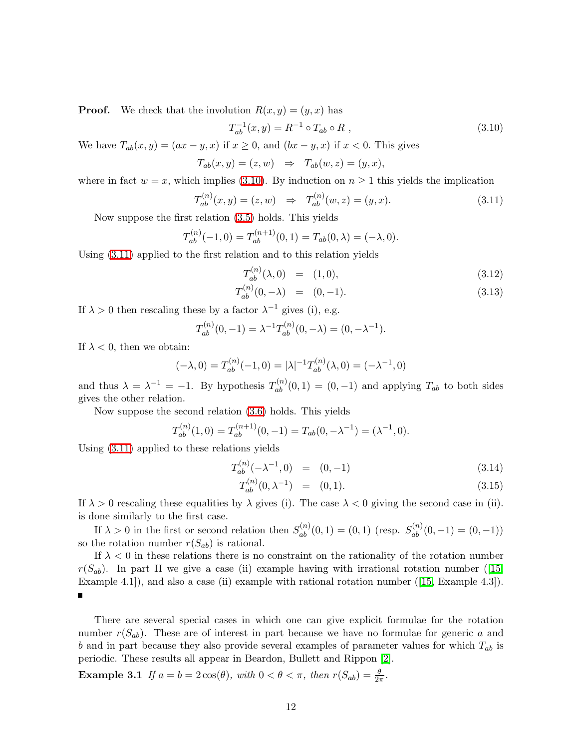**Proof.** We check that the involution $R(x, y) = (y, x)$ has

$$T_{ab}^{-1}(x, y) = R^{-1} \circ T_{ab} \circ R \ , \tag{3.10}$$

We have $T_{ab}(x, y) = (ax - y, x)$ if $x \geq 0$, and $(bx - y, x)$ if $x < 0$. This gives

$$T_{ab}(x, y) = (z, w) \quad \Rightarrow \quad T_{ab}(w, z) = (y, x),$$

where in fact $w = x$, which implies (3.10). By induction on $n \geq 1$ this yields the implication

$$T_{ab}^{(n)}(x, y) = (z, w) \quad \Rightarrow \quad T_{ab}^{(n)}(w, z) = (y, x). \tag{3.11}$$

Now suppose the first relation (3.5) holds. This yields

$$T_{ab}^{(n)}(-1, 0) = T_{ab}^{(n+1)}(0, 1) = T_{ab}(0, \lambda) = (-\lambda, 0).$$

Using (3.11) applied to the first relation and to this relation yields

$$T_{ab}^{(n)}(\lambda, 0) \ = \ (1, 0), \tag{3.12}$$

$$T_{ab}^{(n)}(0, -\lambda) \ = \ (0, -1). \tag{3.13}$$

If $\lambda > 0$ then rescaling these by a factor $\lambda^{-1}$ gives (i), e.g.

$$T_{ab}^{(n)}(0, -1) = \lambda^{-1} T_{ab}^{(n)}(0, -\lambda) = (0, -\lambda^{-1}).$$

If $\lambda < 0$, then we obtain:

$$(-\lambda, 0) = T_{ab}^{(n)}(-1, 0) = |\lambda|^{-1} T_{ab}^{(n)}(\lambda, 0) = (-\lambda^{-1}, 0)$$

and thus $\lambda = \lambda^{-1} = -1$. By hypothesis $T_{ab}^{(n)}(0, 1) = (0, -1)$ and applying $T_{ab}$ to both sides gives the other relation.

Now suppose the second relation (3.6) holds. This yields

$$T_{ab}^{(n)}(1, 0) = T_{ab}^{(n+1)}(0, -1) = T_{ab}(0, -\lambda^{-1}) = (\lambda^{-1}, 0).$$

Using (3.11) applied to these relations yields

$$T_{ab}^{(n)}(-\lambda^{-1}, 0) \ = \ (0, -1) \tag{3.14}$$

$$T_{ab}^{(n)}(0, \lambda^{-1}) \ = \ (0, 1). \tag{3.15}$$

If $\lambda > 0$ rescaling these equalities by $\lambda$ gives (i). The case $\lambda < 0$ giving the second case in (ii). is done similarly to the first case.

If $\lambda > 0$ in the first or second relation then $S_{ab}^{(n)}(0, 1) = (0, 1)$ (resp. $S_{ab}^{(n)}(0, -1) = (0, -1)$) so the rotation number $r(S_{ab})$ is rational.

If $\lambda < 0$ in these relations there is no constraint on the rationality of the rotation number $r(S_{ab})$. In part II we give a case (ii) example having with irrational rotation number ([15, Example 4.1]), and also a case (ii) example with rational rotation number ([15, Example 4.3]). ∎

There are several special cases in which one can give explicit formulae for the rotation number $r(S_{ab})$. These are of interest in part because we have no formulae for generic $a$ and $b$ and in part because they also provide several examples of parameter values for which $T_{ab}$ is periodic. These results all appear in Beardon, Bullett and Rippon [2].

**Example 3.1** *If $a = b = 2\cos(\theta)$, with $0 < \theta < \pi$, then $r(S_{ab}) = \frac{\theta}{2\pi}$.*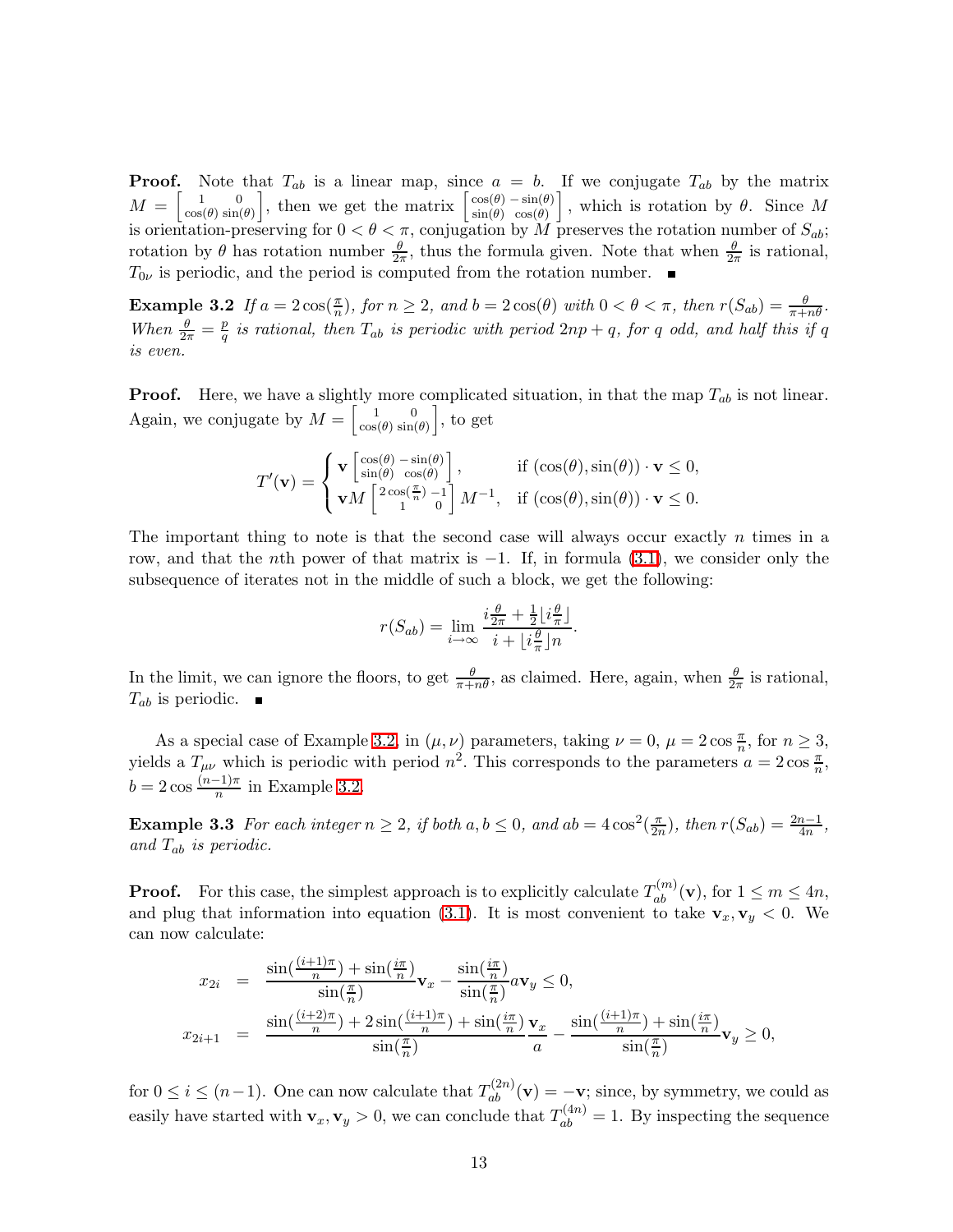**Proof.** Note that $T_{ab}$ is a linear map, since $a = b$. If we conjugate $T_{ab}$ by the matrix $M = \begin{bmatrix} 1 & 0 \\ \cos(\theta) & \sin(\theta) \end{bmatrix}$, then we get the matrix $\begin{bmatrix} \cos(\theta) & -\sin(\theta) \\ \sin(\theta) & \cos(\theta) \end{bmatrix}$, which is rotation by $\theta$. Since $M$ is orientation-preserving for $0 < \theta < \pi$, conjugation by $M$ preserves the rotation number of $S_{ab}$; rotation by $\theta$ has rotation number $\frac{\theta}{2\pi}$, thus the formula given. Note that when $\frac{\theta}{2\pi}$ is rational, $T_{0\nu}$ is periodic, and the period is computed from the rotation number. ∎

**Example 3.2** *If $a = 2\cos(\frac{\pi}{n})$, for $n \geq 2$, and $b = 2\cos(\theta)$ with $0 < \theta < \pi$, then $r(S_{ab}) = \frac{\theta}{\pi + n\theta}$. When $\frac{\theta}{2\pi} = \frac{p}{q}$ is rational, then $T_{ab}$ is periodic with period $2np + q$, for $q$ odd, and half this if $q$ is even.*

**Proof.** Here, we have a slightly more complicated situation, in that the map $T_{ab}$ is not linear. Again, we conjugate by $M = \begin{bmatrix} 1 & 0 \\ \cos(\theta) & \sin(\theta) \end{bmatrix}$, to get

$$T'(\mathbf{v}) = \begin{cases} \mathbf{v} \begin{bmatrix} \cos(\theta) & -\sin(\theta) \\ \sin(\theta) & \cos(\theta) \end{bmatrix}, & \text{if } (\cos(\theta), \sin(\theta)) \cdot \mathbf{v} \leq 0, \\ \mathbf{v} M \begin{bmatrix} 2\cos(\frac{\pi}{n}) & -1 \\ 1 & 0 \end{bmatrix} M^{-1}, & \text{if } (\cos(\theta), \sin(\theta)) \cdot \mathbf{v} \leq 0. \end{cases}$$

The important thing to note is that the second case will always occur exactly $n$ times in a row, and that the $n$th power of that matrix is $-1$. If, in formula (3.1), we consider only the subsequence of iterates not in the middle of such a block, we get the following:

$$r(S_{ab}) = \lim_{i \to \infty} \frac{i\frac{\theta}{2\pi} + \frac{1}{2}\lfloor i\frac{\theta}{\pi} \rfloor}{i + \lfloor i\frac{\theta}{\pi} \rfloor n}.$$

In the limit, we can ignore the floors, to get $\frac{\theta}{\pi + n\theta}$, as claimed. Here, again, when $\frac{\theta}{2\pi}$ is rational, $T_{ab}$ is periodic. ∎

As a special case of Example 3.2, in $(\mu, \nu)$ parameters, taking $\nu = 0$, $\mu = 2\cos\frac{\pi}{n}$, for $n \geq 3$, yields a $T_{\mu\nu}$ which is periodic with period $n^2$. This corresponds to the parameters $a = 2\cos\frac{\pi}{n}$, $b = 2\cos\frac{(n-1)\pi}{n}$ in Example 3.2.

**Example 3.3** *For each integer $n \geq 2$, if both $a, b \leq 0$, and $ab = 4\cos^2(\frac{\pi}{2n})$, then $r(S_{ab}) = \frac{2n-1}{4n}$, and $T_{ab}$ is periodic.*

**Proof.** For this case, the simplest approach is to explicitly calculate $T_{ab}^{(m)}(\mathbf{v})$, for $1 \leq m \leq 4n$, and plug that information into equation (3.1). It is most convenient to take $\mathbf{v}_x, \mathbf{v}_y < 0$. We can now calculate:

$$\begin{aligned} x_{2i} &= \frac{\sin(\frac{(i+1)\pi}{n}) + \sin(\frac{i\pi}{n})}{\sin(\frac{\pi}{n})}\mathbf{v}_x - \frac{\sin(\frac{i\pi}{n})}{\sin(\frac{\pi}{n})} a\mathbf{v}_y \leq 0, \\ x_{2i+1} &= \frac{\sin(\frac{(i+2)\pi}{n}) + 2\sin(\frac{(i+1)\pi}{n}) + \sin(\frac{i\pi}{n})}{\sin(\frac{\pi}{n})} \frac{\mathbf{v}_x}{a} - \frac{\sin(\frac{(i+1)\pi}{n}) + \sin(\frac{i\pi}{n})}{\sin(\frac{\pi}{n})}\mathbf{v}_y \geq 0, \end{aligned}$$

for $0 \leq i \leq (n-1)$. One can now calculate that $T_{ab}^{(2n)}(\mathbf{v}) = -\mathbf{v}$; since, by symmetry, we could as easily have started with $\mathbf{v}_x, \mathbf{v}_y > 0$, we can conclude that $T_{ab}^{(4n)} = 1$. By inspecting the sequence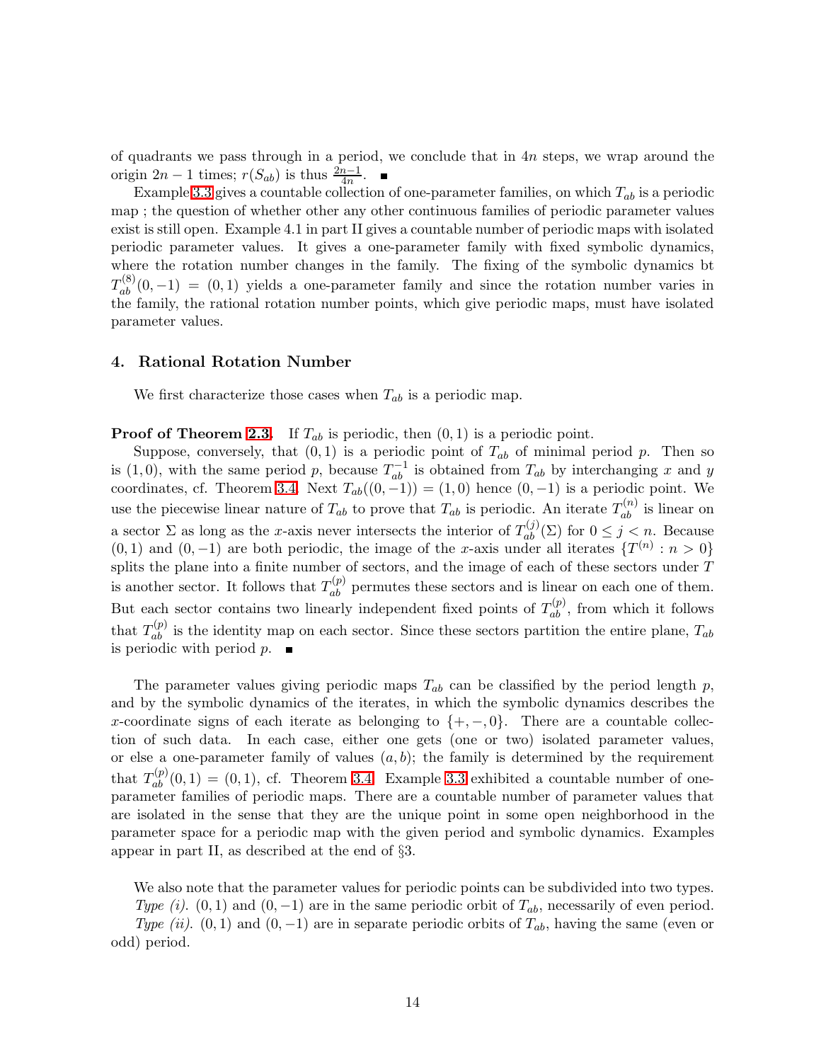of quadrants we pass through in a period, we conclude that in $4n$ steps, we wrap around the origin $2n-1$ times; $r(S_{ab})$ is thus $\frac{2n-1}{4n}$. ∎

Example 3.3 gives a countable collection of one-parameter families, on which $T_{ab}$ is a periodic map ; the question of whether other any other continuous families of periodic parameter values exist is still open. Example 4.1 in part II gives a countable number of periodic maps with isolated periodic parameter values. It gives a one-parameter family with fixed symbolic dynamics, where the rotation number changes in the family. The fixing of the symbolic dynamics bt $T_{ab}^{(8)}(0,-1) = (0,1)$ yields a one-parameter family and since the rotation number varies in the family, the rational rotation number points, which give periodic maps, must have isolated parameter values.

## 4. Rational Rotation Number

We first characterize those cases when $T_{ab}$ is a periodic map.

**Proof of Theorem 2.3.** If $T_{ab}$ is periodic, then $(0,1)$ is a periodic point.

Suppose, conversely, that $(0,1)$ is a periodic point of $T_{ab}$ of minimal period $p$. Then so is $(1,0)$, with the same period $p$, because $T_{ab}^{-1}$ is obtained from $T_{ab}$ by interchanging $x$ and $y$ coordinates, cf. Theorem 3.4. Next $T_{ab}((0,-1)) = (1,0)$ hence $(0,-1)$ is a periodic point. We use the piecewise linear nature of $T_{ab}$ to prove that $T_{ab}$ is periodic. An iterate $T_{ab}^{(n)}$ is linear on a sector $\Sigma$ as long as the $x$-axis never intersects the interior of $T_{ab}^{(j)}(\Sigma)$ for $0 \le j < n$. Because $(0,1)$ and $(0,-1)$ are both periodic, the image of the $x$-axis under all iterates $\{T^{(n)} : n > 0\}$ splits the plane into a finite number of sectors, and the image of each of these sectors under $T$ is another sector. It follows that $T_{ab}^{(p)}$ permutes these sectors and is linear on each one of them. But each sector contains two linearly independent fixed points of $T_{ab}^{(p)}$, from which it follows that $T_{ab}^{(p)}$ is the identity map on each sector. Since these sectors partition the entire plane, $T_{ab}$ is periodic with period $p$. ∎

The parameter values giving periodic maps $T_{ab}$ can be classified by the period length $p$, and by the symbolic dynamics of the iterates, in which the symbolic dynamics describes the $x$-coordinate signs of each iterate as belonging to $\{+,-,0\}$. There are a countable collection of such data. In each case, either one gets (one or two) isolated parameter values, or else a one-parameter family of values $(a,b)$; the family is determined by the requirement that $T_{ab}^{(p)}(0,1) = (0,1)$, cf. Theorem 3.4. Example 3.3 exhibited a countable number of one-parameter families of periodic maps. There are a countable number of parameter values that are isolated in the sense that they are the unique point in some open neighborhood in the parameter space for a periodic map with the given period and symbolic dynamics. Examples appear in part II, as described at the end of §3.

We also note that the parameter values for periodic points can be subdivided into two types.

*Type (i).* $(0,1)$ and $(0,-1)$ are in the same periodic orbit of $T_{ab}$, necessarily of even period.

*Type (ii).* $(0,1)$ and $(0,-1)$ are in separate periodic orbits of $T_{ab}$, having the same (even or odd) period.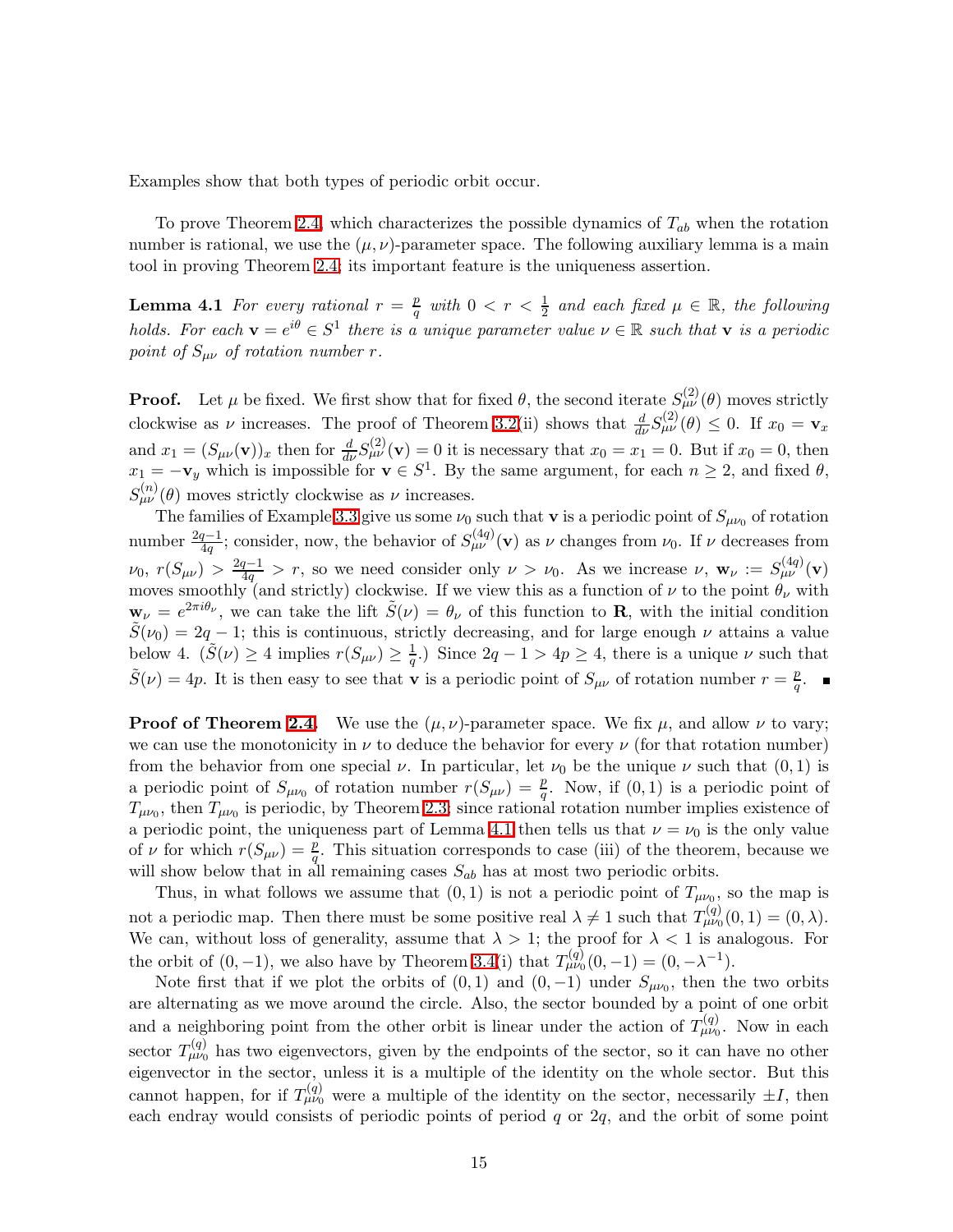Examples show that both types of periodic orbit occur.

To prove Theorem 2.4, which characterizes the possible dynamics of $T_{ab}$ when the rotation number is rational, we use the $(\mu, \nu)$-parameter space. The following auxiliary lemma is a main tool in proving Theorem 2.4; its important feature is the uniqueness assertion.

**Lemma 4.1** *For every rational $r = \frac{p}{q}$ with $0 < r < \frac{1}{2}$ and each fixed $\mu \in \mathbb{R}$, the following holds. For each $\mathbf{v} = e^{i\theta} \in S^1$ there is a unique parameter value $\nu \in \mathbb{R}$ such that $\mathbf{v}$ is a periodic point of $S_{\mu\nu}$ of rotation number $r$.*

**Proof.** Let $\mu$ be fixed. We first show that for fixed $\theta$, the second iterate $S^{(2)}_{\mu\nu}(\theta)$ moves strictly clockwise as $\nu$ increases. The proof of Theorem 3.2(ii) shows that $\frac{d}{d\nu} S^{(2)}_{\mu\nu}(\theta) \leq 0$. If $x_0 = \mathbf{v}_x$ and $x_1 = (S_{\mu\nu}(\mathbf{v}))_x$ then for $\frac{d}{d\nu} S^{(2)}_{\mu\nu}(\mathbf{v}) = 0$ it is necessary that $x_0 = x_1 = 0$. But if $x_0 = 0$, then $x_1 = -\mathbf{v}_y$ which is impossible for $\mathbf{v} \in S^1$. By the same argument, for each $n \geq 2$, and fixed $\theta$, $S^{(n)}_{\mu\nu}(\theta)$ moves strictly clockwise as $\nu$ increases.

The families of Example 3.3 give us some $\nu_0$ such that $\mathbf{v}$ is a periodic point of $S_{\mu\nu_0}$ of rotation number $\frac{2q-1}{4q}$; consider, now, the behavior of $S^{(4q)}_{\mu\nu}(\mathbf{v})$ as $\nu$ changes from $\nu_0$. If $\nu$ decreases from $\nu_0$, $r(S_{\mu\nu}) > \frac{2q-1}{4q} > r$, so we need consider only $\nu > \nu_0$. As we increase $\nu$, $\mathbf{w}_\nu := S^{(4q)}_{\mu\nu}(\mathbf{v})$ moves smoothly (and strictly) clockwise. If we view this as a function of $\nu$ to the point $\theta_\nu$ with $\mathbf{w}_\nu = e^{2\pi i \theta_\nu}$, we can take the lift $\tilde{S}(\nu) = \theta_\nu$ of this function to $\mathbf{R}$, with the initial condition $\tilde{S}(\nu_0) = 2q - 1$; this is continuous, strictly decreasing, and for large enough $\nu$ attains a value below 4. ($\tilde{S}(\nu) \geq 4$ implies $r(S_{\mu\nu}) \geq \frac{1}{q}$.) Since $2q - 1 > 4p \geq 4$, there is a unique $\nu$ such that $\tilde{S}(\nu) = 4p$. It is then easy to see that $\mathbf{v}$ is a periodic point of $S_{\mu\nu}$ of rotation number $r = \frac{p}{q}$. ∎

**Proof of Theorem 2.4.** We use the $(\mu, \nu)$-parameter space. We fix $\mu$, and allow $\nu$ to vary; we can use the monotonicity in $\nu$ to deduce the behavior for every $\nu$ (for that rotation number) from the behavior from one special $\nu$. In particular, let $\nu_0$ be the unique $\nu$ such that $(0, 1)$ is a periodic point of $S_{\mu\nu_0}$ of rotation number $r(S_{\mu\nu}) = \frac{p}{q}$. Now, if $(0, 1)$ is a periodic point of $T_{\mu\nu_0}$, then $T_{\mu\nu_0}$ is periodic, by Theorem 2.3; since rational rotation number implies existence of a periodic point, the uniqueness part of Lemma 4.1 then tells us that $\nu = \nu_0$ is the only value of $\nu$ for which $r(S_{\mu\nu}) = \frac{p}{q}$. This situation corresponds to case (iii) of the theorem, because we will show below that in all remaining cases $S_{ab}$ has at most two periodic orbits.

Thus, in what follows we assume that $(0, 1)$ is not a periodic point of $T_{\mu\nu_0}$, so the map is not a periodic map. Then there must be some positive real $\lambda \neq 1$ such that $T^{(q)}_{\mu\nu_0}(0, 1) = (0, \lambda)$. We can, without loss of generality, assume that $\lambda > 1$; the proof for $\lambda < 1$ is analogous. For the orbit of $(0, -1)$, we also have by Theorem 3.4(i) that $T^{(q)}_{\mu\nu_0}(0, -1) = (0, -\lambda^{-1})$.

Note first that if we plot the orbits of $(0, 1)$ and $(0, -1)$ under $S_{\mu\nu_0}$, then the two orbits are alternating as we move around the circle. Also, the sector bounded by a point of one orbit and a neighboring point from the other orbit is linear under the action of $T^{(q)}_{\mu\nu_0}$. Now in each sector $T^{(q)}_{\mu\nu_0}$ has two eigenvectors, given by the endpoints of the sector, so it can have no other eigenvector in the sector, unless it is a multiple of the identity on the whole sector. But this cannot happen, for if $T^{(q)}_{\mu\nu_0}$ were a multiple of the identity on the sector, necessarily $\pm I$, then each endray would consists of periodic points of period $q$ or $2q$, and the orbit of some point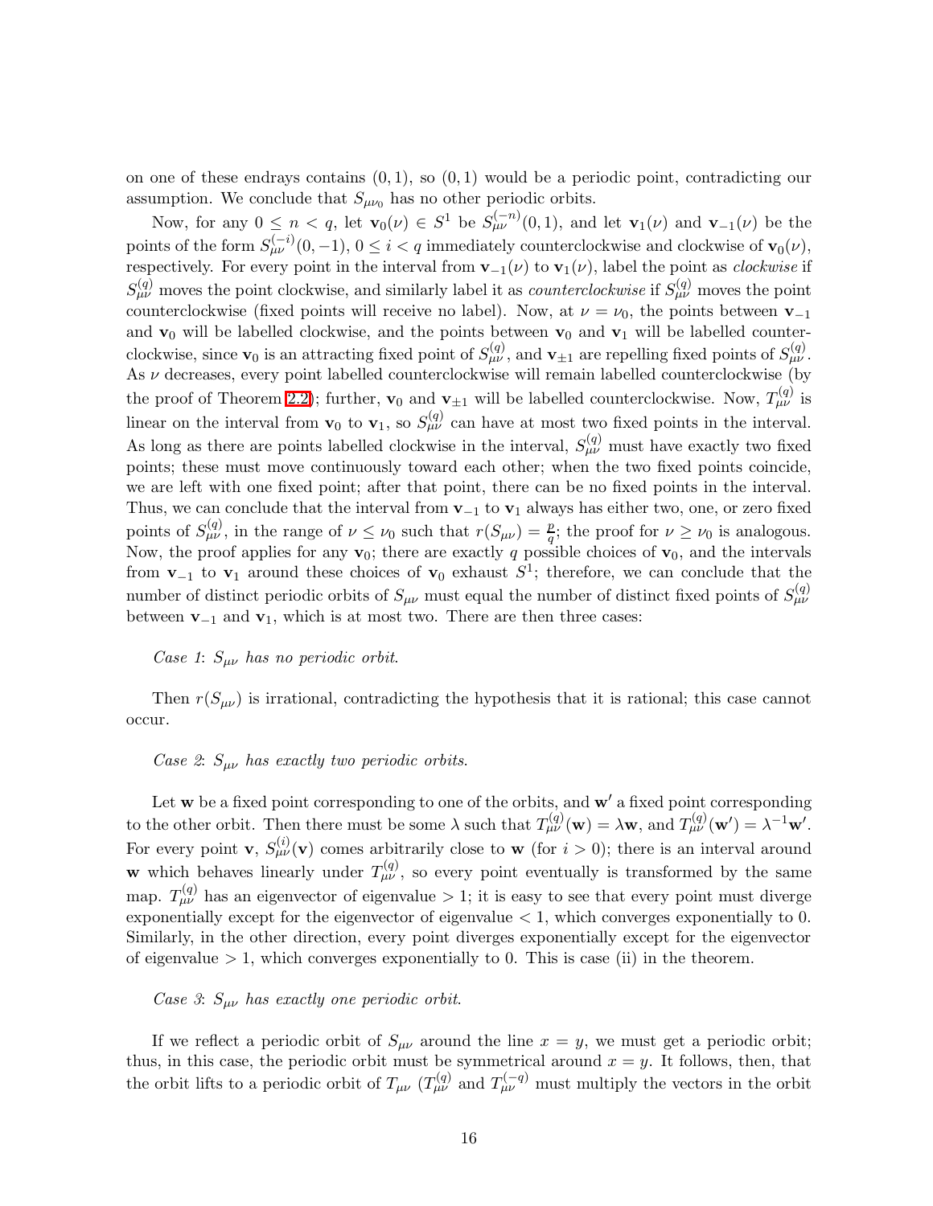on one of these endrays contains $(0, 1)$, so $(0, 1)$ would be a periodic point, contradicting our assumption. We conclude that $S_{\mu\nu_0}$ has no other periodic orbits.

Now, for any $0 \le n < q$, let $\mathbf{v}_0(\nu) \in S^1$ be $S_{\mu\nu}^{(-n)}(0, 1)$, and let $\mathbf{v}_1(\nu)$ and $\mathbf{v}_{-1}(\nu)$ be the points of the form $S_{\mu\nu}^{(-i)}(0, -1)$, $0 \le i < q$ immediately counterclockwise and clockwise of $\mathbf{v}_0(\nu)$, respectively. For every point in the interval from $\mathbf{v}_{-1}(\nu)$ to $\mathbf{v}_1(\nu)$, label the point as *clockwise* if $S_{\mu\nu}^{(q)}$ moves the point clockwise, and similarly label it as *counterclockwise* if $S_{\mu\nu}^{(q)}$ moves the point counterclockwise (fixed points will receive no label). Now, at $\nu = \nu_0$, the points between $\mathbf{v}_{-1}$ and $\mathbf{v}_0$ will be labelled clockwise, and the points between $\mathbf{v}_0$ and $\mathbf{v}_1$ will be labelled counterclockwise, since $\mathbf{v}_0$ is an attracting fixed point of $S_{\mu\nu}^{(q)}$, and $\mathbf{v}_{\pm 1}$ are repelling fixed points of $S_{\mu\nu}^{(q)}$. As $\nu$ decreases, every point labelled counterclockwise will remain labelled counterclockwise (by the proof of Theorem 2.2); further, $\mathbf{v}_0$ and $\mathbf{v}_{\pm 1}$ will be labelled counterclockwise. Now, $T_{\mu\nu}^{(q)}$ is linear on the interval from $\mathbf{v}_0$ to $\mathbf{v}_1$, so $S_{\mu\nu}^{(q)}$ can have at most two fixed points in the interval. As long as there are points labelled clockwise in the interval, $S_{\mu\nu}^{(q)}$ must have exactly two fixed points; these must move continuously toward each other; when the two fixed points coincide, we are left with one fixed point; after that point, there can be no fixed points in the interval. Thus, we can conclude that the interval from $\mathbf{v}_{-1}$ to $\mathbf{v}_1$ always has either two, one, or zero fixed points of $S_{\mu\nu}^{(q)}$, in the range of $\nu \le \nu_0$ such that $r(S_{\mu\nu}) = \frac{p}{q}$; the proof for $\nu \ge \nu_0$ is analogous. Now, the proof applies for any $\mathbf{v}_0$; there are exactly $q$ possible choices of $\mathbf{v}_0$, and the intervals from $\mathbf{v}_{-1}$ to $\mathbf{v}_1$ around these choices of $\mathbf{v}_0$ exhaust $S^1$; therefore, we can conclude that the number of distinct periodic orbits of $S_{\mu\nu}$ must equal the number of distinct fixed points of $S_{\mu\nu}^{(q)}$ between $\mathbf{v}_{-1}$ and $\mathbf{v}_1$, which is at most two. There are then three cases:

*Case 1*: *$S_{\mu\nu}$ has no periodic orbit.*

Then $r(S_{\mu\nu})$ is irrational, contradicting the hypothesis that it is rational; this case cannot occur.

*Case 2*: *$S_{\mu\nu}$ has exactly two periodic orbits.*

Let $\mathbf{w}$ be a fixed point corresponding to one of the orbits, and $\mathbf{w}'$ a fixed point corresponding to the other orbit. Then there must be some $\lambda$ such that $T_{\mu\nu}^{(q)}(\mathbf{w}) = \lambda \mathbf{w}$, and $T_{\mu\nu}^{(q)}(\mathbf{w}') = \lambda^{-1}\mathbf{w}'$. For every point $\mathbf{v}$, $S_{\mu\nu}^{(i)}(\mathbf{v})$ comes arbitrarily close to $\mathbf{w}$ (for $i > 0$); there is an interval around $\mathbf{w}$ which behaves linearly under $T_{\mu\nu}^{(q)}$, so every point eventually is transformed by the same map. $T_{\mu\nu}^{(q)}$ has an eigenvector of eigenvalue $> 1$; it is easy to see that every point must diverge exponentially except for the eigenvector of eigenvalue $< 1$, which converges exponentially to 0. Similarly, in the other direction, every point diverges exponentially except for the eigenvector of eigenvalue $> 1$, which converges exponentially to 0. This is case (ii) in the theorem.

*Case 3*: *$S_{\mu\nu}$ has exactly one periodic orbit.*

If we reflect a periodic orbit of $S_{\mu\nu}$ around the line $x = y$, we must get a periodic orbit; thus, in this case, the periodic orbit must be symmetrical around $x = y$. It follows, then, that the orbit lifts to a periodic orbit of $T_{\mu\nu}$ ($T_{\mu\nu}^{(q)}$ and $T_{\mu\nu}^{(-q)}$ must multiply the vectors in the orbit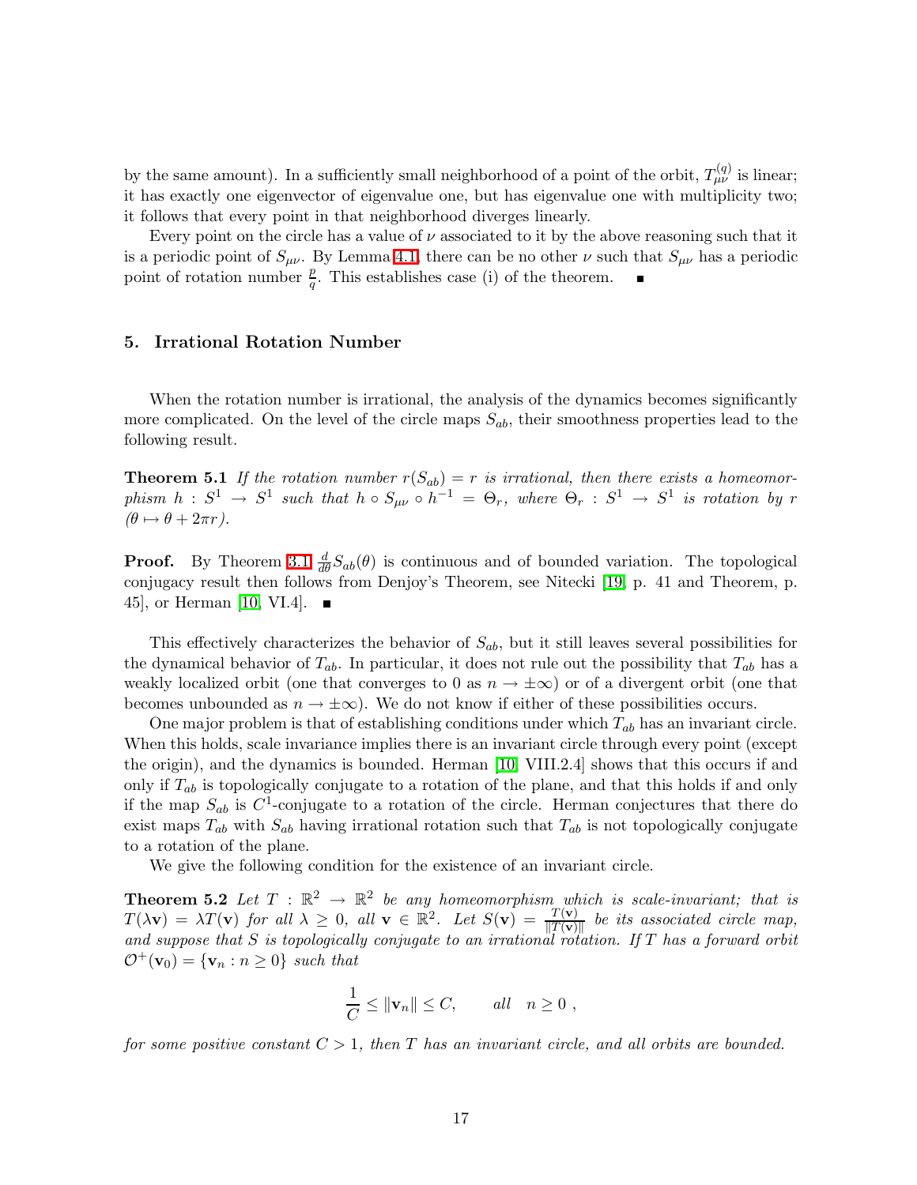by the same amount). In a sufficiently small neighborhood of a point of the orbit, $T^{(q)}_{\mu\nu}$ is linear; it has exactly one eigenvector of eigenvalue one, but has eigenvalue one with multiplicity two; it follows that every point in that neighborhood diverges linearly.

Every point on the circle has a value of $\nu$ associated to it by the above reasoning such that it is a periodic point of $S_{\mu\nu}$. By Lemma 4.1, there can be no other $\nu$ such that $S_{\mu\nu}$ has a periodic point of rotation number $\frac{p}{q}$. This establishes case (i) of the theorem. ∎

## 5. Irrational Rotation Number

When the rotation number is irrational, the analysis of the dynamics becomes significantly more complicated. On the level of the circle maps $S_{ab}$, their smoothness properties lead to the following result.

**Theorem 5.1** *If the rotation number $r(S_{ab}) = r$ is irrational, then there exists a homeomorphism $h : S^1 \to S^1$ such that $h \circ S_{\mu\nu} \circ h^{-1} = \Theta_r$, where $\Theta_r : S^1 \to S^1$ is rotation by $r$ ($\theta \mapsto \theta + 2\pi r$).*

**Proof.** By Theorem 3.1 $\frac{d}{d\theta} S_{ab}(\theta)$ is continuous and of bounded variation. The topological conjugacy result then follows from Denjoy's Theorem, see Nitecki [19, p. 41 and Theorem, p. 45], or Herman [10, VI.4]. ∎

This effectively characterizes the behavior of $S_{ab}$, but it still leaves several possibilities for the dynamical behavior of $T_{ab}$. In particular, it does not rule out the possibility that $T_{ab}$ has a weakly localized orbit (one that converges to 0 as $n \to \pm\infty$) or of a divergent orbit (one that becomes unbounded as $n \to \pm\infty$). We do not know if either of these possibilities occurs.

One major problem is that of establishing conditions under which $T_{ab}$ has an invariant circle. When this holds, scale invariance implies there is an invariant circle through every point (except the origin), and the dynamics is bounded. Herman [10, VIII.2.4] shows that this occurs if and only if $T_{ab}$ is topologically conjugate to a rotation of the plane, and that this holds if and only if the map $S_{ab}$ is $C^1$-conjugate to a rotation of the circle. Herman conjectures that there do exist maps $T_{ab}$ with $S_{ab}$ having irrational rotation such that $T_{ab}$ is not topologically conjugate to a rotation of the plane.

We give the following condition for the existence of an invariant circle.

**Theorem 5.2** *Let $T : \mathbb{R}^2 \to \mathbb{R}^2$ be any homeomorphism which is scale-invariant; that is $T(\lambda \mathbf{v}) = \lambda T(\mathbf{v})$ for all $\lambda \geq 0$, all $\mathbf{v} \in \mathbb{R}^2$. Let $S(\mathbf{v}) = \frac{T(\mathbf{v})}{\|T(\mathbf{v})\|}$ be its associated circle map, and suppose that $S$ is topologically conjugate to an irrational rotation. If $T$ has a forward orbit $\mathcal{O}^+(\mathbf{v}_0) = \{\mathbf{v}_n : n \geq 0\}$ such that*

$$\frac{1}{C} \leq \|\mathbf{v}_n\| \leq C, \qquad all \quad n \geq 0 \ ,$$

*for some positive constant $C > 1$, then $T$ has an invariant circle, and all orbits are bounded.*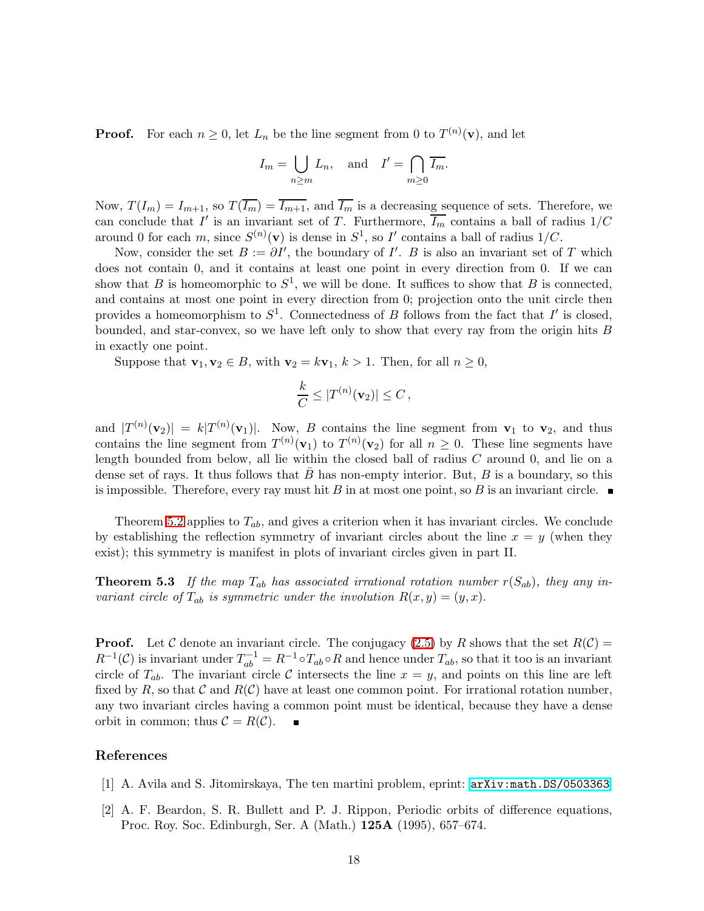**Proof.** For each $n \geq 0$, let $L_n$ be the line segment from 0 to $T^{(n)}(\mathbf{v})$, and let

$$I_m = \bigcup_{n \geq m} L_n, \quad \text{and} \quad I' = \bigcap_{m \geq 0} \overline{I_m}.$$

Now, $T(I_m) = I_{m+1}$, so $T(\overline{I_m}) = \overline{I_{m+1}}$, and $\overline{I_m}$ is a decreasing sequence of sets. Therefore, we can conclude that $I'$ is an invariant set of $T$. Furthermore, $\overline{I_m}$ contains a ball of radius $1/C$ around 0 for each $m$, since $S^{(n)}(\mathbf{v})$ is dense in $S^1$, so $I'$ contains a ball of radius $1/C$.

Now, consider the set $B := \partial I'$, the boundary of $I'$. $B$ is also an invariant set of $T$ which does not contain 0, and it contains at least one point in every direction from 0. If we can show that $B$ is homeomorphic to $S^1$, we will be done. It suffices to show that $B$ is connected, and contains at most one point in every direction from 0; projection onto the unit circle then provides a homeomorphism to $S^1$. Connectedness of $B$ follows from the fact that $I'$ is closed, bounded, and star-convex, so we have left only to show that every ray from the origin hits $B$ in exactly one point.

Suppose that $\mathbf{v}_1, \mathbf{v}_2 \in B$, with $\mathbf{v}_2 = k\mathbf{v}_1$, $k > 1$. Then, for all $n \geq 0$,

$$\frac{k}{C} \leq |T^{(n)}(\mathbf{v}_2)| \leq C\,,$$

and $|T^{(n)}(\mathbf{v}_2)| = k|T^{(n)}(\mathbf{v}_1)|$. Now, $B$ contains the line segment from $\mathbf{v}_1$ to $\mathbf{v}_2$, and thus contains the line segment from $T^{(n)}(\mathbf{v}_1)$ to $T^{(n)}(\mathbf{v}_2)$ for all $n \geq 0$. These line segments have length bounded from below, all lie within the closed ball of radius $C$ around 0, and lie on a dense set of rays. It thus follows that $\bar{B}$ has non-empty interior. But, $B$ is a boundary, so this is impossible. Therefore, every ray must hit $B$ in at most one point, so $B$ is an invariant circle. ∎

Theorem 5.2 applies to $T_{ab}$, and gives a criterion when it has invariant circles. We conclude by establishing the reflection symmetry of invariant circles about the line $x = y$ (when they exist); this symmetry is manifest in plots of invariant circles given in part II.

**Theorem 5.3** *If the map $T_{ab}$ has associated irrational rotation number $r(S_{ab})$, they any invariant circle of $T_{ab}$ is symmetric under the involution $R(x, y) = (y, x)$.*

**Proof.** Let $\mathcal{C}$ denote an invariant circle. The conjugacy (2.5) by $R$ shows that the set $R(\mathcal{C}) = R^{-1}(\mathcal{C})$ is invariant under $T_{ab}^{-1} = R^{-1} \circ T_{ab} \circ R$ and hence under $T_{ab}$, so that it too is an invariant circle of $T_{ab}$. The invariant circle $\mathcal{C}$ intersects the line $x = y$, and points on this line are left fixed by $R$, so that $\mathcal{C}$ and $R(\mathcal{C})$ have at least one common point. For irrational rotation number, any two invariant circles having a common point must be identical, because they have a dense orbit in common; thus $\mathcal{C} = R(\mathcal{C})$. ∎

## References

[1] A. Avila and S. Jitomirskaya, The ten martini problem, eprint: `arXiv:math.DS/0503363`

[2] A. F. Beardon, S. R. Bullett and P. J. Rippon, Periodic orbits of difference equations, Proc. Roy. Soc. Edinburgh, Ser. A (Math.) **125A** (1995), 657–674.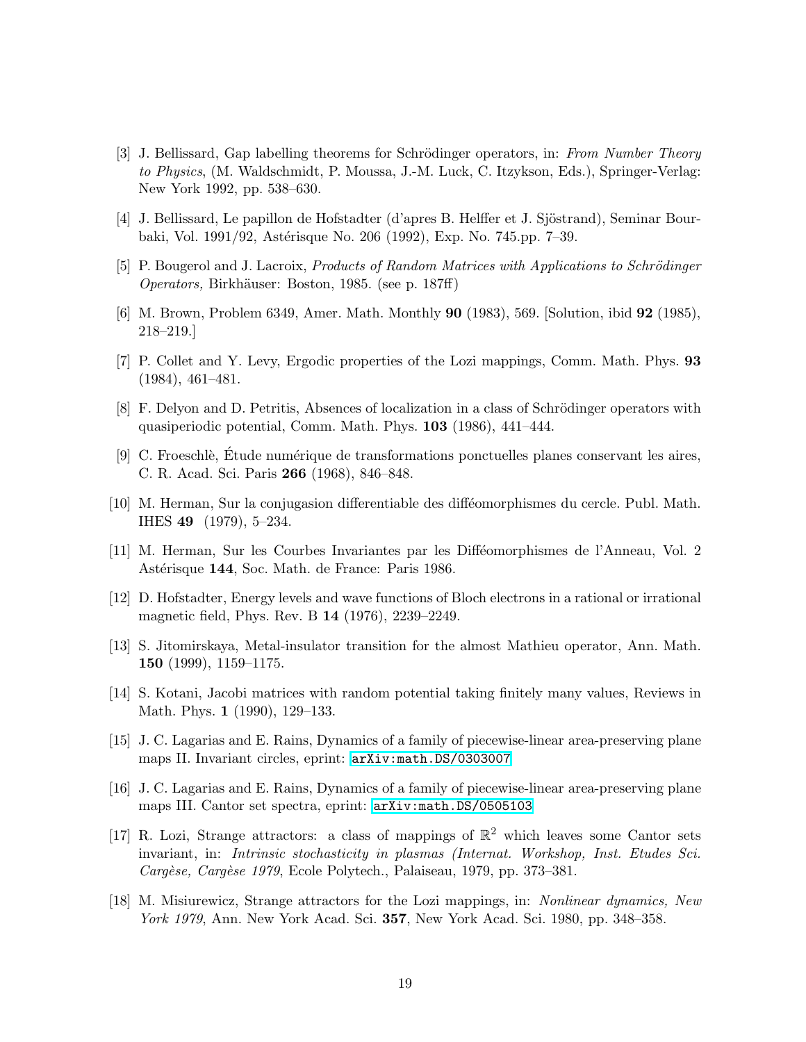[3] J. Bellissard, Gap labelling theorems for Schrödinger operators, in: *From Number Theory to Physics*, (M. Waldschmidt, P. Moussa, J.-M. Luck, C. Itzykson, Eds.), Springer-Verlag: New York 1992, pp. 538–630.

[4] J. Bellissard, Le papillon de Hofstadter (d'apres B. Helffer et J. Sjöstrand), Seminar Bourbaki, Vol. 1991/92, Astérisque No. 206 (1992), Exp. No. 745.pp. 7–39.

[5] P. Bougerol and J. Lacroix, *Products of Random Matrices with Applications to Schrödinger Operators,* Birkhäuser: Boston, 1985. (see p. 187ff)

[6] M. Brown, Problem 6349, Amer. Math. Monthly **90** (1983), 569. [Solution, ibid **92** (1985), 218–219.]

[7] P. Collet and Y. Levy, Ergodic properties of the Lozi mappings, Comm. Math. Phys. **93** (1984), 461–481.

[8] F. Delyon and D. Petritis, Absences of localization in a class of Schrödinger operators with quasiperiodic potential, Comm. Math. Phys. **103** (1986), 441–444.

[9] C. Froeschlè, Étude numérique de transformations ponctuelles planes conservant les aires, C. R. Acad. Sci. Paris **266** (1968), 846–848.

[10] M. Herman, Sur la conjugasion differentiable des difféomorphismes du circle. Publ. Math. IHES **49** (1979), 5–234.

[11] M. Herman, Sur les Courbes Invariantes par les Difféomorphismes de l'Anneau, Vol. 2 Astérisque **144**, Soc. Math. de France: Paris 1986.

[12] D. Hofstadter, Energy levels and wave functions of Bloch electrons in a rational or irrational magnetic field, Phys. Rev. B **14** (1976), 2239–2249.

[13] S. Jitomirskaya, Metal-insulator transition for the almost Mathieu operator, Ann. Math. **150** (1999), 1159–1175.

[14] S. Kotani, Jacobi matrices with random potential taking finitely many values, Reviews in Math. Phys. **1** (1990), 129–133.

[15] J. C. Lagarias and E. Rains, Dynamics of a family of piecewise-linear area-preserving plane maps II. Invariant circles, eprint: arXiv:math.DS/0303007

[16] J. C. Lagarias and E. Rains, Dynamics of a family of piecewise-linear area-preserving plane maps III. Cantor set spectra, eprint: arXiv:math.DS/0505103

[17] R. Lozi, Strange attractors: a class of mappings of $\mathbb{R}^2$ which leaves some Cantor sets invariant, in: *Intrinsic stochasticity in plasmas (Internat. Workshop, Inst. Etudes Sci. Cargèse, Cargèse 1979*, Ecole Polytech., Palaiseau, 1979, pp. 373–381.

[18] M. Misiurewicz, Strange attractors for the Lozi mappings, in: *Nonlinear dynamics, New York 1979*, Ann. New York Acad. Sci. **357**, New York Acad. Sci. 1980, pp. 348–358.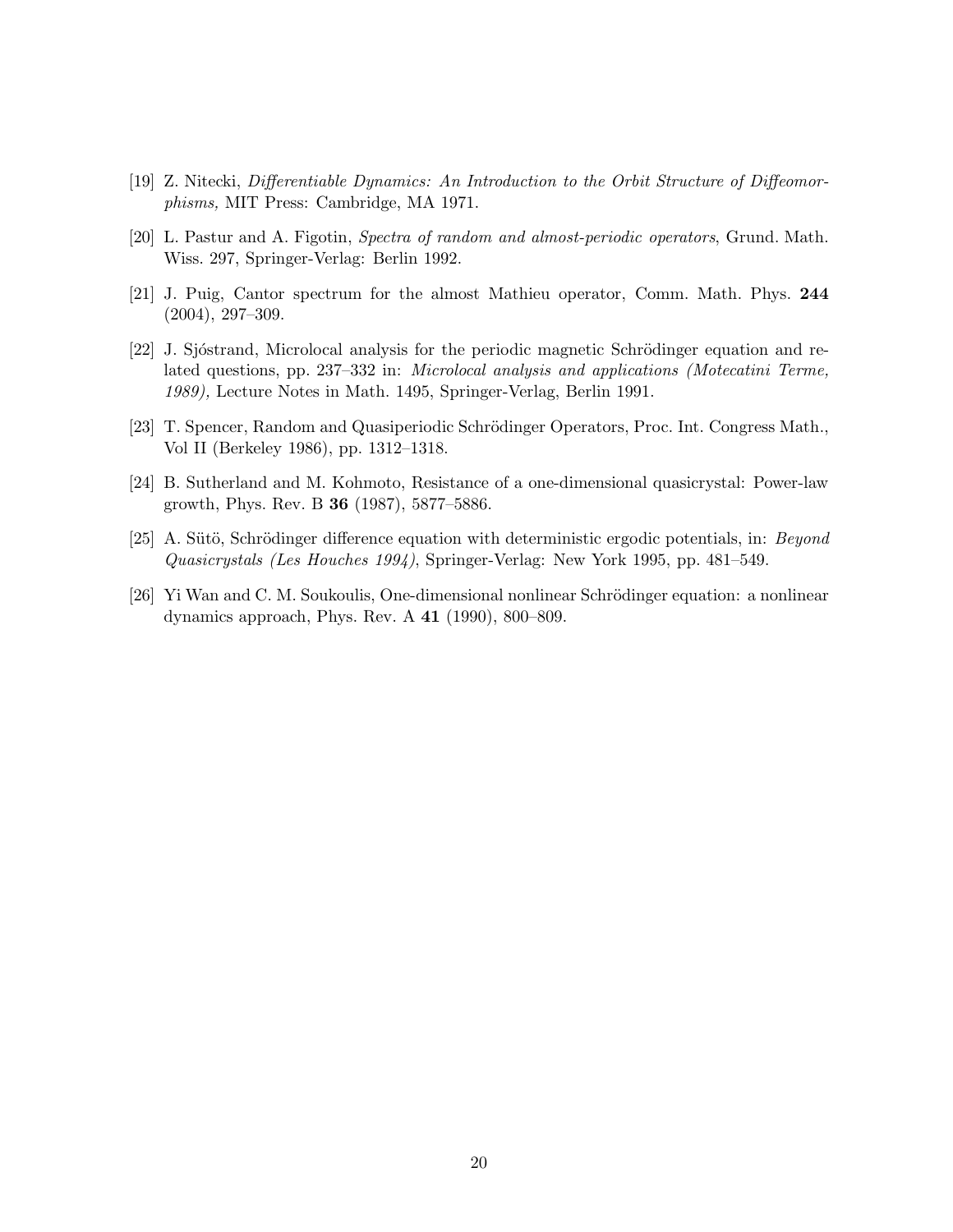[19] Z. Nitecki, *Differentiable Dynamics: An Introduction to the Orbit Structure of Diffeomorphisms,* MIT Press: Cambridge, MA 1971.

[20] L. Pastur and A. Figotin, *Spectra of random and almost-periodic operators*, Grund. Math. Wiss. 297, Springer-Verlag: Berlin 1992.

[21] J. Puig, Cantor spectrum for the almost Mathieu operator, Comm. Math. Phys. **244** (2004), 297–309.

[22] J. Sjóstrand, Microlocal analysis for the periodic magnetic Schrödinger equation and related questions, pp. 237–332 in: *Microlocal analysis and applications (Motecatini Terme, 1989),* Lecture Notes in Math. 1495, Springer-Verlag, Berlin 1991.

[23] T. Spencer, Random and Quasiperiodic Schrödinger Operators, Proc. Int. Congress Math., Vol II (Berkeley 1986), pp. 1312–1318.

[24] B. Sutherland and M. Kohmoto, Resistance of a one-dimensional quasicrystal: Power-law growth, Phys. Rev. B **36** (1987), 5877–5886.

[25] A. Sütö, Schrödinger difference equation with deterministic ergodic potentials, in: *Beyond Quasicrystals (Les Houches 1994)*, Springer-Verlag: New York 1995, pp. 481–549.

[26] Yi Wan and C. M. Soukoulis, One-dimensional nonlinear Schrödinger equation: a nonlinear dynamics approach, Phys. Rev. A **41** (1990), 800–809.